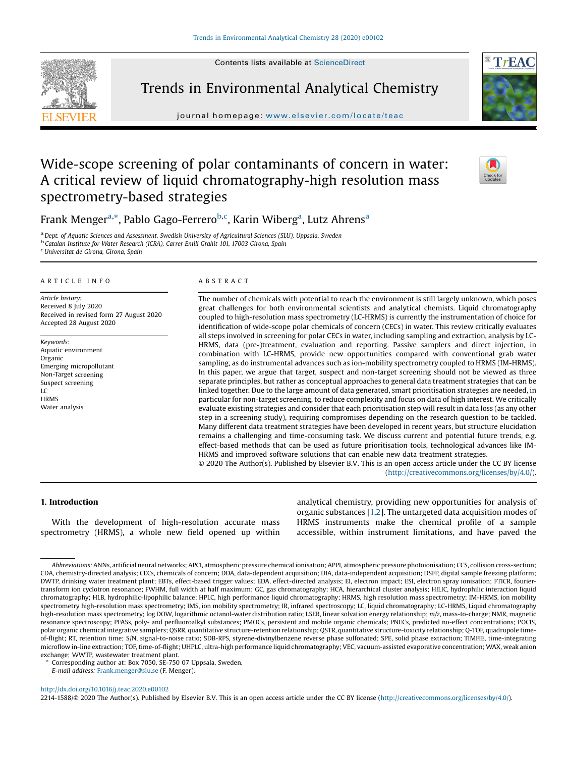# Wide-scope screening of polar contaminants of concern in water: A critical review of liquid chromatography-high resolution mass spectrometry-based strategies

Frank Menger[a,*], Pablo Gago-Ferrero[b,c], Karin Wiberg[a], Lutz Ahrens[a]

[a] Dept. of Aquatic Sciences and Assessment, Swedish University of Agricultural Sciences (SLU), Uppsala, Sweden
[b] Catalan Institute for Water Research (ICRA), Carrer Emili Grahit 101, 17003 Girona, Spain
[c] Universitat de Girona, Girona, Spain

## ARTICLE INFO

*Article history:*
Received 8 July 2020
Received in revised form 27 August 2020
Accepted 28 August 2020

*Keywords:*
Aquatic environment
Organic
Emerging micropollutant
Non-Target screening
Suspect screening
LC
HRMS
Water analysis

## ABSTRACT

The number of chemicals with potential to reach the environment is still largely unknown, which poses great challenges for both environmental scientists and analytical chemists. Liquid chromatography coupled to high-resolution mass spectrometry (LC-HRMS) is currently the instrumentation of choice for identification of wide-scope polar chemicals of concern (CECs) in water. This review critically evaluates all steps involved in screening for polar CECs in water, including sampling and extraction, analysis by LC-HRMS, data (pre-)treatment, evaluation and reporting. Passive samplers and direct injection, in combination with LC-HRMS, provide new opportunities compared with conventional grab water sampling, as do instrumental advances such as ion-mobility spectrometry coupled to HRMS (IM-HRMS). In this paper, we argue that target, suspect and non-target screening should not be viewed as three separate principles, but rather as conceptual approaches to general data treatment strategies that can be linked together. Due to the large amount of data generated, smart prioritisation strategies are needed, in particular for non-target screening, to reduce complexity and focus on data of high interest. We critically evaluate existing strategies and consider that each prioritisation step will result in data loss (as any other step in a screening study), requiring compromises depending on the research question to be tackled. Many different data treatment strategies have been developed in recent years, but structure elucidation remains a challenging and time-consuming task. We discuss current and potential future trends, e.g. effect-based methods that can be used as future prioritisation tools, technological advances like IM-HRMS and improved software solutions that can enable new data treatment strategies.

© 2020 The Author(s). Published by Elsevier B.V. This is an open access article under the CC BY license (http://creativecommons.org/licenses/by/4.0/).

## 1. Introduction

With the development of high-resolution accurate mass spectrometry (HRMS), a whole new field opened up within analytical chemistry, providing new opportunities for analysis of organic substances [1,2]. The untargeted data acquisition modes of HRMS instruments make the chemical profile of a sample accessible, within instrument limitations, and have paved the

---

*Abbreviations:* ANNs, artificial neural networks; APCI, atmospheric pressure chemical ionisation; APPI, atmospheric pressure photoionisation; CCS, collision cross-section; CDA, chemistry-directed analysis; CECs, chemicals of concern; DDA, data-dependent acquisition; DIA, data-independent acquisition; DSFP, digital sample freezing platform; DWTP, drinking water treatment plant; EBTs, effect-based trigger values; EDA, effect-directed analysis; EI, electron impact; ESI, electron spray ionisation; FTICR, fourier-transform ion cyclotron resonance; FWHM, full width at half maximum; GC, gas chromatography; HCA, hierarchical cluster analysis; HILIC, hydrophilic interaction liquid chromatography; HLB, hydrophilic-lipophilic balance; HPLC, high performance liquid chromatography; HRMS, high resolution mass spectrometry; IM-HRMS, ion mobility spectrometry high-resolution mass spectrometry; IMS, ion mobility spectrometry; IR, infrared spectroscopy; LC, liquid chromatography; LC-HRMS, Liquid chromatography high-resolution mass spectrometry; log DOW, logarithmic octanol-water distribution ratio; LSER, linear solvation energy relationship; $m/z$, mass-to-charge; NMR, magnetic resonance spectroscopy; PFASs, poly- and perfluoroalkyl substances; PMOCs, persistent and mobile organic chemicals; PNECs, predicted no-effect concentrations; POCIS, polar organic chemical integrative samplers; QSRR, quantitative structure-retention relationship; QSTR, quantitative structure-toxicity relationship; Q-TOF, quadrupole time-of-flight; RT, retention time; S/N, signal-to-noise ratio; SDB-RPS, styrene-divinylbenzene reverse phase sulfonated; SPE, solid phase extraction; TIMFIE, time-integrating microflow in-line extraction; TOF, time-of-flight; UHPLC, ultra-high performance liquid chromatography; VEC, vacuum-assisted evaporative concentration; WAX, weak anion exchange; WWTP, wastewater treatment plant.

\* Corresponding author at: Box 7050, SE-750 07 Uppsala, Sweden.
*E-mail address:* Frank.menger@slu.se (F. Menger).

http://dx.doi.org/10.1016/j.teac.2020.e00102
2214-1588/© 2020 The Author(s). Published by Elsevier B.V. This is an open access article under the CC BY license (http://creativecommons.org/licenses/by/4.0/).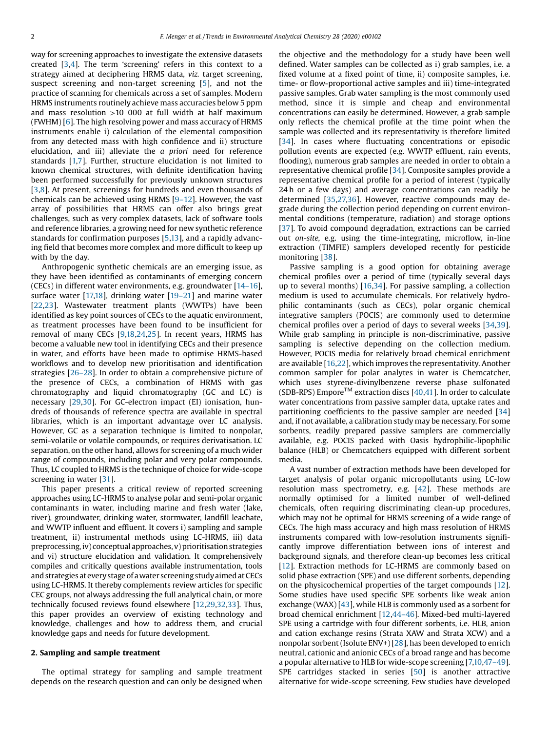way for screening approaches to investigate the extensive datasets created [3,4]. The term 'screening' refers in this context to a strategy aimed at deciphering HRMS data, *viz.* target screening, suspect screening and non-target screening [5], and not the practice of scanning for chemicals across a set of samples. Modern HRMS instruments routinely achieve mass accuracies below 5 ppm and mass resolution >10 000 at full width at half maximum (FWHM) [6]. The high resolving power and mass accuracy of HRMS instruments enable i) calculation of the elemental composition from any detected mass with high confidence and ii) structure elucidation, and iii) alleviate the *a priori* need for reference standards [1,7]. Further, structure elucidation is not limited to known chemical structures, with definite identification having been performed successfully for previously unknown structures [3,8]. At present, screenings for hundreds and even thousands of chemicals can be achieved using HRMS [9–12]. However, the vast array of possibilities that HRMS can offer also brings great challenges, such as very complex datasets, lack of software tools and reference libraries, a growing need for new synthetic reference standards for confirmation purposes [5,13], and a rapidly advancing field that becomes more complex and more difficult to keep up with by the day.

Anthropogenic synthetic chemicals are an emerging issue, as they have been identified as contaminants of emerging concern (CECs) in different water environments, e.g. groundwater [14–16], surface water [17,18], drinking water [19–21] and marine water [22,23]. Wastewater treatment plants (WWTPs) have been identified as key point sources of CECs to the aquatic environment, as treatment processes have been found to be insufficient for removal of many CECs [9,18,24,25]. In recent years, HRMS has become a valuable new tool in identifying CECs and their presence in water, and efforts have been made to optimise HRMS-based workflows and to develop new prioritisation and identification strategies [26–28]. In order to obtain a comprehensive picture of the presence of CECs, a combination of HRMS with gas chromatography and liquid chromatography (GC and LC) is necessary [29,30]. For GC-electron impact (EI) ionisation, hundreds of thousands of reference spectra are available in spectral libraries, which is an important advantage over LC analysis. However, GC as a separation technique is limited to nonpolar, semi-volatile or volatile compounds, or requires derivatisation. LC separation, on the other hand, allows for screening of a much wider range of compounds, including polar and very polar compounds. Thus, LC coupled to HRMS is the technique of choice for wide-scope screening in water [31].

This paper presents a critical review of reported screening approaches using LC-HRMS to analyse polar and semi-polar organic contaminants in water, including marine and fresh water (lake, river), groundwater, drinking water, stormwater, landfill leachate, and WWTP influent and effluent. It covers i) sampling and sample treatment, ii) instrumental methods using LC-HRMS, iii) data preprocessing, iv) conceptual approaches, v) prioritisation strategies and vi) structure elucidation and validation. It comprehensively compiles and critically questions available instrumentation, tools and strategies at every stage of a water screening study aimed at CECs using LC-HRMS. It thereby complements review articles for specific CEC groups, not always addressing the full analytical chain, or more technically focused reviews found elsewhere [12,29,32,33]. Thus, this paper provides an overview of existing technology and knowledge, challenges and how to address them, and crucial knowledge gaps and needs for future development.

## 2. Sampling and sample treatment

The optimal strategy for sampling and sample treatment depends on the research question and can only be designed when the objective and the methodology for a study have been well defined. Water samples can be collected as i) grab samples, i.e. a fixed volume at a fixed point of time, ii) composite samples, i.e. time- or flow-proportional active samples and iii) time-integrated passive samples. Grab water sampling is the most commonly used method, since it is simple and cheap and environmental concentrations can easily be determined. However, a grab sample only reflects the chemical profile at the time point when the sample was collected and its representativity is therefore limited [34]. In cases where fluctuating concentrations or episodic pollution events are expected (e.g. WWTP effluent, rain events, flooding), numerous grab samples are needed in order to obtain a representative chemical profile [34]. Composite samples provide a representative chemical profile for a period of interest (typically 24 h or a few days) and average concentrations can readily be determined [35,27,36]. However, reactive compounds may degrade during the collection period depending on current environmental conditions (temperature, radiation) and storage options [37]. To avoid compound degradation, extractions can be carried out *on-site*, e.g. using the time-integrating, microflow, in-line extraction (TIMFIE) samplers developed recently for pesticide monitoring [38].

Passive sampling is a good option for obtaining average chemical profiles over a period of time (typically several days up to several months) [16,34]. For passive sampling, a collection medium is used to accumulate chemicals. For relatively hydrophilic contaminants (such as CECs), polar organic chemical integrative samplers (POCIS) are commonly used to determine chemical profiles over a period of days to several weeks [34,39]. While grab sampling in principle is non-discriminative, passive sampling is selective depending on the collection medium. However, POCIS media for relatively broad chemical enrichment are available [16,22], which improves the representativity. Another common sampler for polar analytes in water is Chemcatcher, which uses styrene-divinylbenzene reverse phase sulfonated (SDB-RPS) Empore$^{TM}$ extraction discs [40,41]. In order to calculate water concentrations from passive sampler data, uptake rates and partitioning coefficients to the passive sampler are needed [34] and, if not available, a calibration study may be necessary. For some sorbents, readily prepared passive samplers are commercially available, e.g. POCIS packed with Oasis hydrophilic-lipophilic balance (HLB) or Chemcatchers equipped with different sorbent media.

A vast number of extraction methods have been developed for target analysis of polar organic micropollutants using LC-low resolution mass spectrometry, e.g. [42]. These methods are normally optimised for a limited number of well-defined chemicals, often requiring discriminating clean-up procedures, which may not be optimal for HRMS screening of a wide range of CECs. The high mass accuracy and high mass resolution of HRMS instruments compared with low-resolution instruments significantly improve differentiation between ions of interest and background signals, and therefore clean-up becomes less critical [12]. Extraction methods for LC-HRMS are commonly based on solid phase extraction (SPE) and use different sorbents, depending on the physicochemical properties of the target compounds [12]. Some studies have used specific SPE sorbents like weak anion exchange (WAX) [43], while HLB is commonly used as a sorbent for broad chemical enrichment [12,44–46]. Mixed-bed multi-layered SPE using a cartridge with four different sorbents, i.e. HLB, anion and cation exchange resins (Strata XAW and Strata XCW) and a nonpolar sorbent (Isolute ENV+) [28], has been developed to enrich neutral, cationic and anionic CECs of a broad range and has become a popular alternative to HLB for wide-scope screening [7,10,47–49]. SPE cartridges stacked in series [50] is another attractive alternative for wide-scope screening. Few studies have developed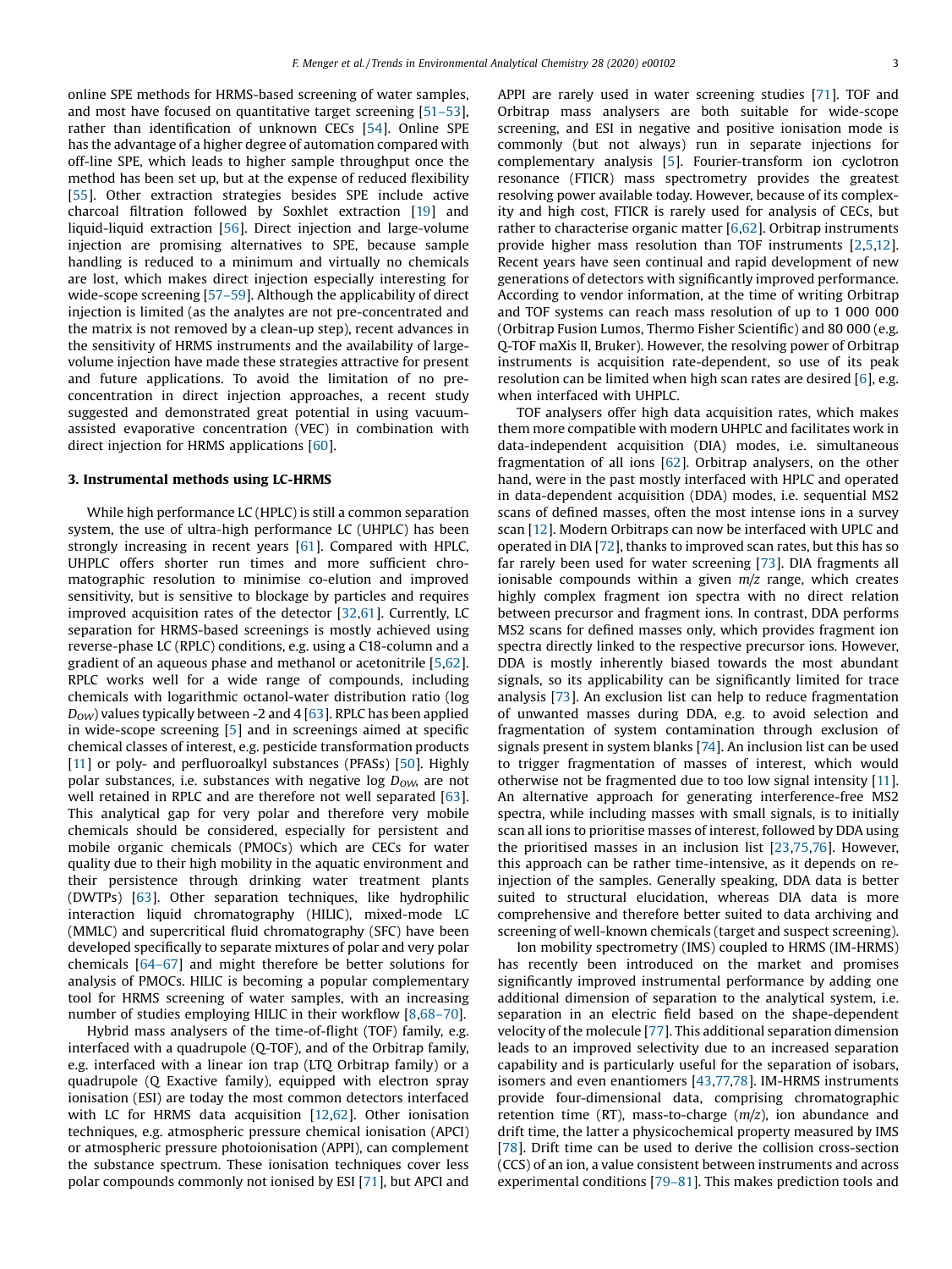online SPE methods for HRMS-based screening of water samples, and most have focused on quantitative target screening [51–53], rather than identification of unknown CECs [54]. Online SPE has the advantage of a higher degree of automation compared with off-line SPE, which leads to higher sample throughput once the method has been set up, but at the expense of reduced flexibility [55]. Other extraction strategies besides SPE include active charcoal filtration followed by Soxhlet extraction [19] and liquid-liquid extraction [56]. Direct injection and large-volume injection are promising alternatives to SPE, because sample handling is reduced to a minimum and virtually no chemicals are lost, which makes direct injection especially interesting for wide-scope screening [57–59]. Although the applicability of direct injection is limited (as the analytes are not pre-concentrated and the matrix is not removed by a clean-up step), recent advances in the sensitivity of HRMS instruments and the availability of large-volume injection have made these strategies attractive for present and future applications. To avoid the limitation of no pre-concentration in direct injection approaches, a recent study suggested and demonstrated great potential in using vacuum-assisted evaporative concentration (VEC) in combination with direct injection for HRMS applications [60].

## 3. Instrumental methods using LC-HRMS

While high performance LC (HPLC) is still a common separation system, the use of ultra-high performance LC (UHPLC) has been strongly increasing in recent years [61]. Compared with HPLC, UHPLC offers shorter run times and more sufficient chromatographic resolution to minimise co-elution and improved sensitivity, but is sensitive to blockage by particles and requires improved acquisition rates of the detector [32,61]. Currently, LC separation for HRMS-based screenings is mostly achieved using reverse-phase LC (RPLC) conditions, e.g. using a C18-column and a gradient of an aqueous phase and methanol or acetonitrile [5,62]. RPLC works well for a wide range of compounds, including chemicals with logarithmic octanol-water distribution ratio (log $D_{OW}$) values typically between -2 and 4 [63]. RPLC has been applied in wide-scope screening [5] and in screenings aimed at specific chemical classes of interest, e.g. pesticide transformation products [11] or poly- and perfluoroalkyl substances (PFASs) [50]. Highly polar substances, i.e. substances with negative log $D_{OW}$, are not well retained in RPLC and are therefore not well separated [63]. This analytical gap for very polar and therefore very mobile chemicals should be considered, especially for persistent and mobile organic chemicals (PMOCs) which are CECs for water quality due to their high mobility in the aquatic environment and their persistence through drinking water treatment plants (DWTPs) [63]. Other separation techniques, like hydrophilic interaction liquid chromatography (HILIC), mixed-mode LC (MMLC) and supercritical fluid chromatography (SFC) have been developed specifically to separate mixtures of polar and very polar chemicals [64–67] and might therefore be better solutions for analysis of PMOCs. HILIC is becoming a popular complementary tool for HRMS screening of water samples, with an increasing number of studies employing HILIC in their workflow [8,68–70].

Hybrid mass analysers of the time-of-flight (TOF) family, e.g. interfaced with a quadrupole (Q-TOF), and of the Orbitrap family, e.g. interfaced with a linear ion trap (LTQ Orbitrap family) or a quadrupole (Q Exactive family), equipped with electron spray ionisation (ESI) are today the most common detectors interfaced with LC for HRMS data acquisition [12,62]. Other ionisation techniques, e.g. atmospheric pressure chemical ionisation (APCI) or atmospheric pressure photoionisation (APPI), can complement the substance spectrum. These ionisation techniques cover less polar compounds commonly not ionised by ESI [71], but APCI and APPI are rarely used in water screening studies [71]. TOF and Orbitrap mass analysers are both suitable for wide-scope screening, and ESI in negative and positive ionisation mode is commonly (but not always) run in separate injections for complementary analysis [5]. Fourier-transform ion cyclotron resonance (FTICR) mass spectrometry provides the greatest resolving power available today. However, because of its complexity and high cost, FTICR is rarely used for analysis of CECs, but rather to characterise organic matter [6,62]. Orbitrap instruments provide higher mass resolution than TOF instruments [2,5,12]. Recent years have seen continual and rapid development of new generations of detectors with significantly improved performance. According to vendor information, at the time of writing Orbitrap and TOF systems can reach mass resolution of up to 1 000 000 (Orbitrap Fusion Lumos, Thermo Fisher Scientific) and 80 000 (e.g. Q-TOF maXis II, Bruker). However, the resolving power of Orbitrap instruments is acquisition rate-dependent, so use of its peak resolution can be limited when high scan rates are desired [6], e.g. when interfaced with UHPLC.

TOF analysers offer high data acquisition rates, which makes them more compatible with modern UHPLC and facilitates work in data-independent acquisition (DIA) modes, i.e. simultaneous fragmentation of all ions [62]. Orbitrap analysers, on the other hand, were in the past mostly interfaced with HPLC and operated in data-dependent acquisition (DDA) modes, i.e. sequential MS2 scans of defined masses, often the most intense ions in a survey scan [12]. Modern Orbitraps can now be interfaced with UPLC and operated in DIA [72], thanks to improved scan rates, but this has so far rarely been used for water screening [73]. DIA fragments all ionisable compounds within a given *m/z* range, which creates highly complex fragment ion spectra with no direct relation between precursor and fragment ions. In contrast, DDA performs MS2 scans for defined masses only, which provides fragment ion spectra directly linked to the respective precursor ions. However, DDA is mostly inherently biased towards the most abundant signals, so its applicability can be significantly limited for trace analysis [73]. An exclusion list can help to reduce fragmentation of unwanted masses during DDA, e.g. to avoid selection and fragmentation of system contamination through exclusion of signals present in system blanks [74]. An inclusion list can be used to trigger fragmentation of masses of interest, which would otherwise not be fragmented due to too low signal intensity [11]. An alternative approach for generating interference-free MS2 spectra, while including masses with small signals, is to initially scan all ions to prioritise masses of interest, followed by DDA using the prioritised masses in an inclusion list [23,75,76]. However, this approach can be rather time-intensive, as it depends on re-injection of the samples. Generally speaking, DDA data is better suited to structural elucidation, whereas DIA data is more comprehensive and therefore better suited to data archiving and screening of well-known chemicals (target and suspect screening).

Ion mobility spectrometry (IMS) coupled to HRMS (IM-HRMS) has recently been introduced on the market and promises significantly improved instrumental performance by adding one additional dimension of separation to the analytical system, i.e. separation in an electric field based on the shape-dependent velocity of the molecule [77]. This additional separation dimension leads to an improved selectivity due to an increased separation capability and is particularly useful for the separation of isobars, isomers and even enantiomers [43,77,78]. IM-HRMS instruments provide four-dimensional data, comprising chromatographic retention time (RT), mass-to-charge (*m/z*), ion abundance and drift time, the latter a physicochemical property measured by IMS [78]. Drift time can be used to derive the collision cross-section (CCS) of an ion, a value consistent between instruments and across experimental conditions [79–81]. This makes prediction tools and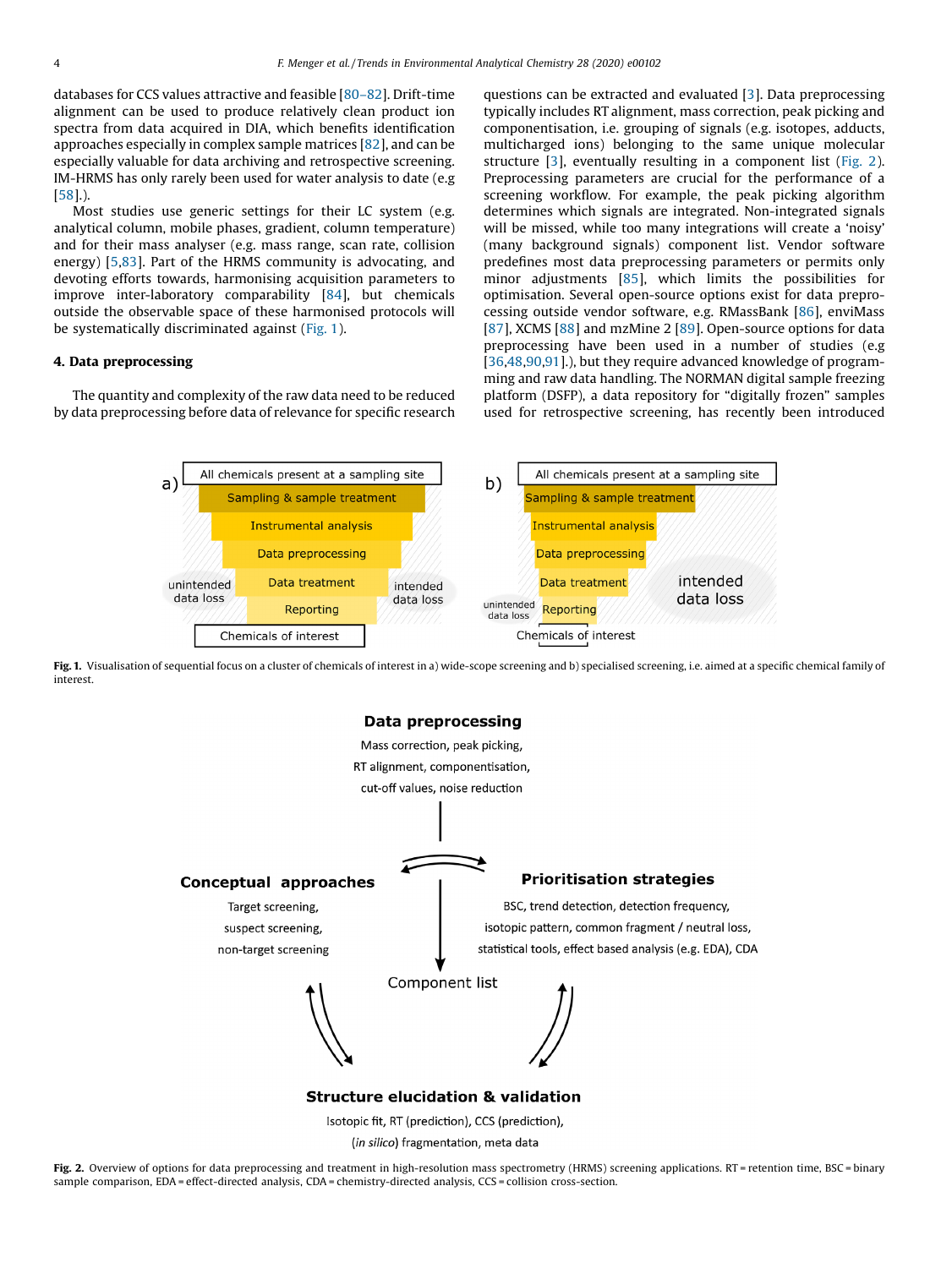databases for CCS values attractive and feasible [80–82]. Drift-time alignment can be used to produce relatively clean product ion spectra from data acquired in DIA, which benefits identification approaches especially in complex sample matrices [82], and can be especially valuable for data archiving and retrospective screening. IM-HRMS has only rarely been used for water analysis to date (e.g [58].).

Most studies use generic settings for their LC system (e.g. analytical column, mobile phases, gradient, column temperature) and for their mass analyser (e.g. mass range, scan rate, collision energy) [5,83]. Part of the HRMS community is advocating, and devoting efforts towards, harmonising acquisition parameters to improve inter-laboratory comparability [84], but chemicals outside the observable space of these harmonised protocols will be systematically discriminated against (Fig. 1).

## 4. Data preprocessing

The quantity and complexity of the raw data need to be reduced by data preprocessing before data of relevance for specific research questions can be extracted and evaluated [3]. Data preprocessing typically includes RT alignment, mass correction, peak picking and componentisation, i.e. grouping of signals (e.g. isotopes, adducts, multicharged ions) belonging to the same unique molecular structure [3], eventually resulting in a component list (Fig. 2). Preprocessing parameters are crucial for the performance of a screening workflow. For example, the peak picking algorithm determines which signals are integrated. Non-integrated signals will be missed, while too many integrations will create a 'noisy' (many background signals) component list. Vendor software predefines most data preprocessing parameters or permits only minor adjustments [85], which limits the possibilities for optimisation. Several open-source options exist for data preprocessing outside vendor software, e.g. RMassBank [86], enviMass [87], XCMS [88] and mzMine 2 [89]. Open-source options for data preprocessing have been used in a number of studies (e.g [36,48,90,91].), but they require advanced knowledge of programming and raw data handling. The NORMAN digital sample freezing platform (DSFP), a data repository for "digitally frozen" samples used for retrospective screening, has recently been introduced

**Fig. 1.** Visualisation of sequential focus on a cluster of chemicals of interest in a) wide-scope screening and b) specialised screening, i.e. aimed at a specific chemical family of interest.

**Fig. 2.** Overview of options for data preprocessing and treatment in high-resolution mass spectrometry (HRMS) screening applications. RT = retention time, BSC = binary sample comparison, EDA = effect-directed analysis, CDA = chemistry-directed analysis, CCS = collision cross-section.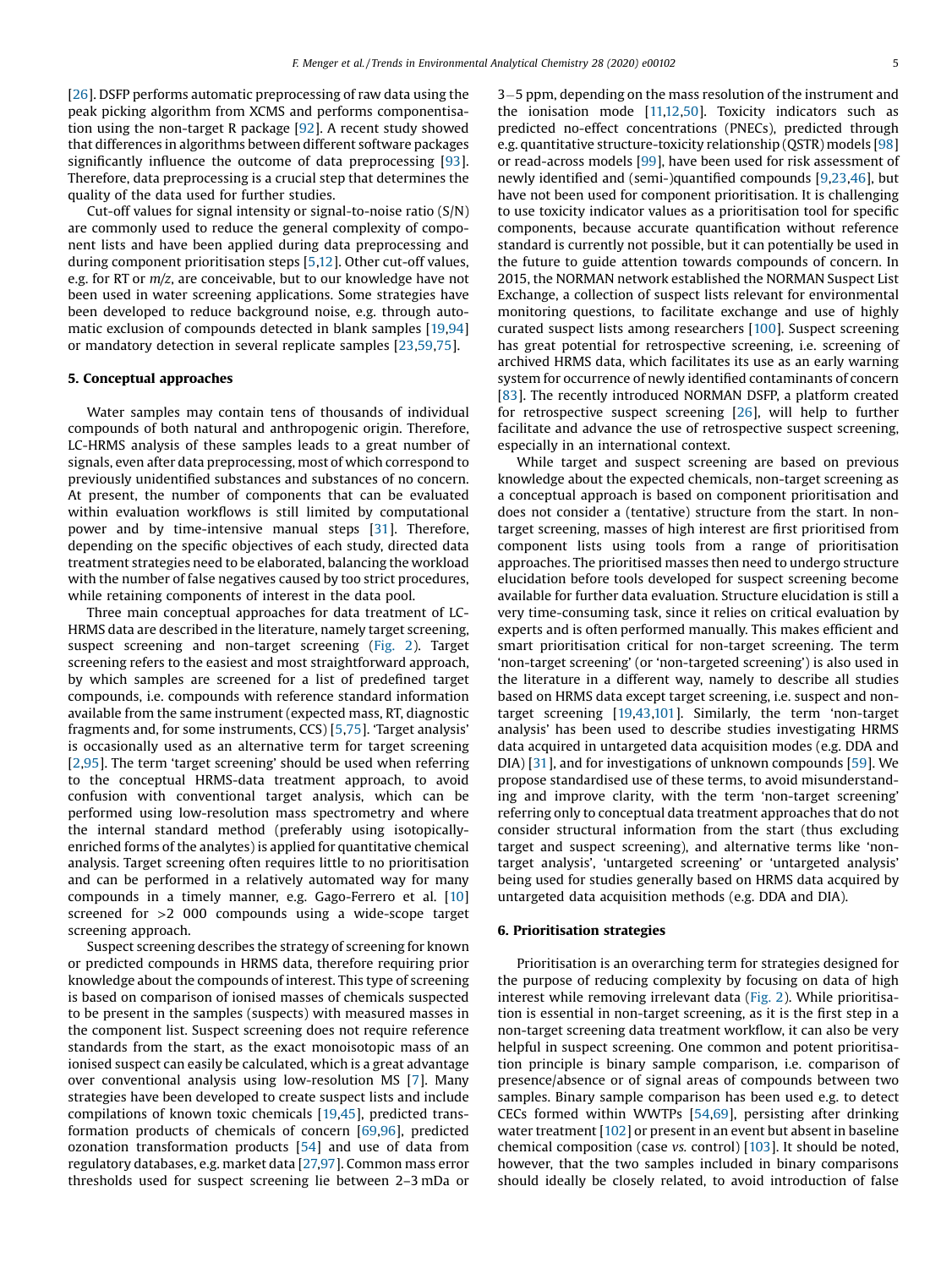[26]. DSFP performs automatic preprocessing of raw data using the peak picking algorithm from XCMS and performs componentisation using the non-target R package [92]. A recent study showed that differences in algorithms between different software packages significantly influence the outcome of data preprocessing [93]. Therefore, data preprocessing is a crucial step that determines the quality of the data used for further studies.

Cut-off values for signal intensity or signal-to-noise ratio (S/N) are commonly used to reduce the general complexity of component lists and have been applied during data preprocessing and during component prioritisation steps [5,12]. Other cut-off values, e.g. for RT or *m/z*, are conceivable, but to our knowledge have not been used in water screening applications. Some strategies have been developed to reduce background noise, e.g. through automatic exclusion of compounds detected in blank samples [19,94] or mandatory detection in several replicate samples [23,59,75].

## 5. Conceptual approaches

Water samples may contain tens of thousands of individual compounds of both natural and anthropogenic origin. Therefore, LC-HRMS analysis of these samples leads to a great number of signals, even after data preprocessing, most of which correspond to previously unidentified substances and substances of no concern. At present, the number of components that can be evaluated within evaluation workflows is still limited by computational power and by time-intensive manual steps [31]. Therefore, depending on the specific objectives of each study, directed data treatment strategies need to be elaborated, balancing the workload with the number of false negatives caused by too strict procedures, while retaining components of interest in the data pool.

Three main conceptual approaches for data treatment of LC-HRMS data are described in the literature, namely target screening, suspect screening and non-target screening (Fig. 2). Target screening refers to the easiest and most straightforward approach, by which samples are screened for a list of predefined target compounds, i.e. compounds with reference standard information available from the same instrument (expected mass, RT, diagnostic fragments and, for some instruments, CCS) [5,75]. 'Target analysis' is occasionally used as an alternative term for target screening [2,95]. The term 'target screening' should be used when referring to the conceptual HRMS-data treatment approach, to avoid confusion with conventional target analysis, which can be performed using low-resolution mass spectrometry and where the internal standard method (preferably using isotopically-enriched forms of the analytes) is applied for quantitative chemical analysis. Target screening often requires little to no prioritisation and can be performed in a relatively automated way for many compounds in a timely manner, e.g. Gago-Ferrero et al. [10] screened for >2 000 compounds using a wide-scope target screening approach.

Suspect screening describes the strategy of screening for known or predicted compounds in HRMS data, therefore requiring prior knowledge about the compounds of interest. This type of screening is based on comparison of ionised masses of chemicals suspected to be present in the samples (suspects) with measured masses in the component list. Suspect screening does not require reference standards from the start, as the exact monoisotopic mass of an ionised suspect can easily be calculated, which is a great advantage over conventional analysis using low-resolution MS [7]. Many strategies have been developed to create suspect lists and include compilations of known toxic chemicals [19,45], predicted transformation products of chemicals of concern [69,96], predicted ozonation transformation products [54] and use of data from regulatory databases, e.g. market data [27,97]. Common mass error thresholds used for suspect screening lie between 2–3 mDa or 3–5 ppm, depending on the mass resolution of the instrument and the ionisation mode [11,12,50]. Toxicity indicators such as predicted no-effect concentrations (PNECs), predicted through e.g. quantitative structure-toxicity relationship (QSTR) models [98] or read-across models [99], have been used for risk assessment of newly identified and (semi-)quantified compounds [9,23,46], but have not been used for component prioritisation. It is challenging to use toxicity indicator values as a prioritisation tool for specific components, because accurate quantification without reference standard is currently not possible, but it can potentially be used in the future to guide attention towards compounds of concern. In 2015, the NORMAN network established the NORMAN Suspect List Exchange, a collection of suspect lists relevant for environmental monitoring questions, to facilitate exchange and use of highly curated suspect lists among researchers [100]. Suspect screening has great potential for retrospective screening, i.e. screening of archived HRMS data, which facilitates its use as an early warning system for occurrence of newly identified contaminants of concern [83]. The recently introduced NORMAN DSFP, a platform created for retrospective suspect screening [26], will help to further facilitate and advance the use of retrospective suspect screening, especially in an international context.

While target and suspect screening are based on previous knowledge about the expected chemicals, non-target screening as a conceptual approach is based on component prioritisation and does not consider a (tentative) structure from the start. In non-target screening, masses of high interest are first prioritised from component lists using tools from a range of prioritisation approaches. The prioritised masses then need to undergo structure elucidation before tools developed for suspect screening become available for further data evaluation. Structure elucidation is still a very time-consuming task, since it relies on critical evaluation by experts and is often performed manually. This makes efficient and smart prioritisation critical for non-target screening. The term 'non-target screening' (or 'non-targeted screening') is also used in the literature in a different way, namely to describe all studies based on HRMS data except target screening, i.e. suspect and non-target screening [19,43,101]. Similarly, the term 'non-target analysis' has been used to describe studies investigating HRMS data acquired in untargeted data acquisition modes (e.g. DDA and DIA) [31], and for investigations of unknown compounds [59]. We propose standardised use of these terms, to avoid misunderstanding and improve clarity, with the term 'non-target screening' referring only to conceptual data treatment approaches that do not consider structural information from the start (thus excluding target and suspect screening), and alternative terms like 'non-target analysis', 'untargeted screening' or 'untargeted analysis' being used for studies generally based on HRMS data acquired by untargeted data acquisition methods (e.g. DDA and DIA).

## 6. Prioritisation strategies

Prioritisation is an overarching term for strategies designed for the purpose of reducing complexity by focusing on data of high interest while removing irrelevant data (Fig. 2). While prioritisation is essential in non-target screening, as it is the first step in a non-target screening data treatment workflow, it can also be very helpful in suspect screening. One common and potent prioritisation principle is binary sample comparison, i.e. comparison of presence/absence or of signal areas of compounds between two samples. Binary sample comparison has been used e.g. to detect CECs formed within WWTPs [54,69], persisting after drinking water treatment [102] or present in an event but absent in baseline chemical composition (case *vs.* control) [103]. It should be noted, however, that the two samples included in binary comparisons should ideally be closely related, to avoid introduction of false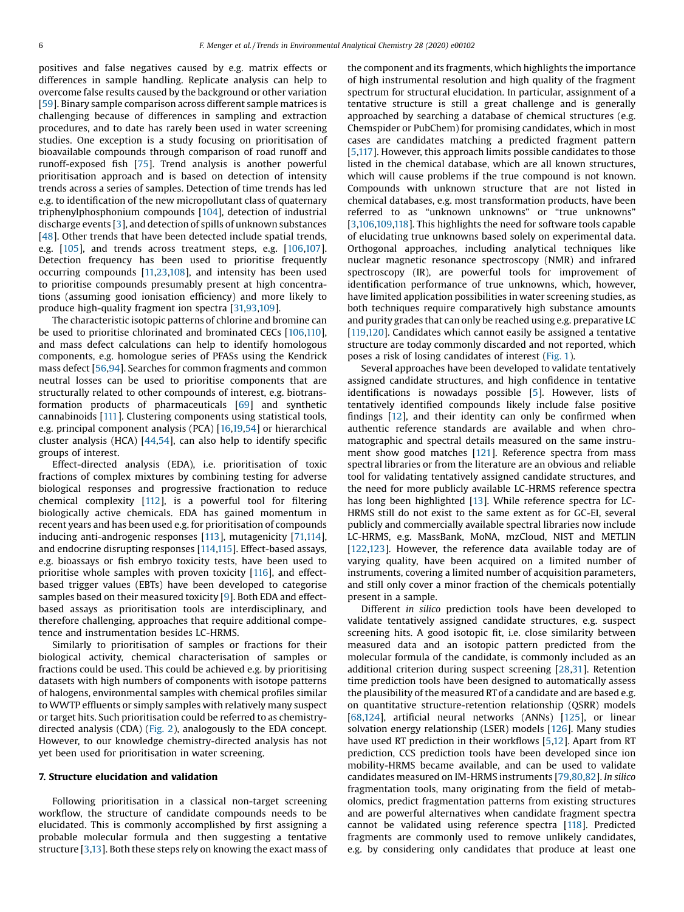positives and false negatives caused by e.g. matrix effects or differences in sample handling. Replicate analysis can help to overcome false results caused by the background or other variation [59]. Binary sample comparison across different sample matrices is challenging because of differences in sampling and extraction procedures, and to date has rarely been used in water screening studies. One exception is a study focusing on prioritisation of bioavailable compounds through comparison of road runoff and runoff-exposed fish [75]. Trend analysis is another powerful prioritisation approach and is based on detection of intensity trends across a series of samples. Detection of time trends has led e.g. to identification of the new micropollutant class of quaternary triphenylphosphonium compounds [104], detection of industrial discharge events [3], and detection of spills of unknown substances [48]. Other trends that have been detected include spatial trends, e.g. [105], and trends across treatment steps, e.g. [106,107]. Detection frequency has been used to prioritise frequently occurring compounds [11,23,108], and intensity has been used to prioritise compounds presumably present at high concentrations (assuming good ionisation efficiency) and more likely to produce high-quality fragment ion spectra [31,93,109].

The characteristic isotopic patterns of chlorine and bromine can be used to prioritise chlorinated and brominated CECs [106,110], and mass defect calculations can help to identify homologous components, e.g. homologue series of PFASs using the Kendrick mass defect [56,94]. Searches for common fragments and common neutral losses can be used to prioritise components that are structurally related to other compounds of interest, e.g. biotransformation products of pharmaceuticals [69] and synthetic cannabinoids [111]. Clustering components using statistical tools, e.g. principal component analysis (PCA) [16,19,54] or hierarchical cluster analysis (HCA) [44,54], can also help to identify specific groups of interest.

Effect-directed analysis (EDA), i.e. prioritisation of toxic fractions of complex mixtures by combining testing for adverse biological responses and progressive fractionation to reduce chemical complexity [112], is a powerful tool for filtering biologically active chemicals. EDA has gained momentum in recent years and has been used e.g. for prioritisation of compounds inducing anti-androgenic responses [113], mutagenicity [71,114], and endocrine disrupting responses [114,115]. Effect-based assays, e.g. bioassays or fish embryo toxicity tests, have been used to prioritise whole samples with proven toxicity [116], and effect-based trigger values (EBTs) have been developed to categorise samples based on their measured toxicity [9]. Both EDA and effect-based assays as prioritisation tools are interdisciplinary, and therefore challenging, approaches that require additional competence and instrumentation besides LC-HRMS.

Similarly to prioritisation of samples or fractions for their biological activity, chemical characterisation of samples or fractions could be used. This could be achieved e.g. by prioritising datasets with high numbers of components with isotope patterns of halogens, environmental samples with chemical profiles similar to WWTP effluents or simply samples with relatively many suspect or target hits. Such prioritisation could be referred to as chemistry-directed analysis (CDA) (Fig. 2), analogously to the EDA concept. However, to our knowledge chemistry-directed analysis has not yet been used for prioritisation in water screening.

## 7. Structure elucidation and validation

Following prioritisation in a classical non-target screening workflow, the structure of candidate compounds needs to be elucidated. This is commonly accomplished by first assigning a probable molecular formula and then suggesting a tentative structure [3,13]. Both these steps rely on knowing the exact mass of the component and its fragments, which highlights the importance of high instrumental resolution and high quality of the fragment spectrum for structural elucidation. In particular, assignment of a tentative structure is still a great challenge and is generally approached by searching a database of chemical structures (e.g. Chemspider or PubChem) for promising candidates, which in most cases are candidates matching a predicted fragment pattern [5,117]. However, this approach limits possible candidates to those listed in the chemical database, which are all known structures, which will cause problems if the true compound is not known. Compounds with unknown structure that are not listed in chemical databases, e.g. most transformation products, have been referred to as "unknown unknowns" or "true unknowns" [3,106,109,118]. This highlights the need for software tools capable of elucidating true unknowns based solely on experimental data. Orthogonal approaches, including analytical techniques like nuclear magnetic resonance spectroscopy (NMR) and infrared spectroscopy (IR), are powerful tools for improvement of identification performance of true unknowns, which, however, have limited application possibilities in water screening studies, as both techniques require comparatively high substance amounts and purity grades that can only be reached using e.g. preparative LC [119,120]. Candidates which cannot easily be assigned a tentative structure are today commonly discarded and not reported, which poses a risk of losing candidates of interest (Fig. 1).

Several approaches have been developed to validate tentatively assigned candidate structures, and high confidence in tentative identifications is nowadays possible [5]. However, lists of tentatively identified compounds likely include false positive findings [12], and their identity can only be confirmed when authentic reference standards are available and when chromatographic and spectral details measured on the same instrument show good matches [121]. Reference spectra from mass spectral libraries or from the literature are an obvious and reliable tool for validating tentatively assigned candidate structures, and the need for more publicly available LC-HRMS reference spectra has long been highlighted [13]. While reference spectra for LC-HRMS still do not exist to the same extent as for GC-EI, several publicly and commercially available spectral libraries now include LC-HRMS, e.g. MassBank, MoNA, mzCloud, NIST and METLIN [122,123]. However, the reference data available today are of varying quality, have been acquired on a limited number of instruments, covering a limited number of acquisition parameters, and still only cover a minor fraction of the chemicals potentially present in a sample.

Different *in silico* prediction tools have been developed to validate tentatively assigned candidate structures, e.g. suspect screening hits. A good isotopic fit, i.e. close similarity between measured data and an isotopic pattern predicted from the molecular formula of the candidate, is commonly included as an additional criterion during suspect screening [28,31]. Retention time prediction tools have been designed to automatically assess the plausibility of the measured RT of a candidate and are based e.g. on quantitative structure-retention relationship (QSRR) models [68,124], artificial neural networks (ANNs) [125], or linear solvation energy relationship (LSER) models [126]. Many studies have used RT prediction in their workflows [5,12]. Apart from RT prediction, CCS prediction tools have been developed since ion mobility-HRMS became available, and can be used to validate candidates measured on IM-HRMS instruments [79,80,82]. *In silico* fragmentation tools, many originating from the field of metabolomics, predict fragmentation patterns from existing structures and are powerful alternatives when candidate fragment spectra cannot be validated using reference spectra [118]. Predicted fragments are commonly used to remove unlikely candidates, e.g. by considering only candidates that produce at least one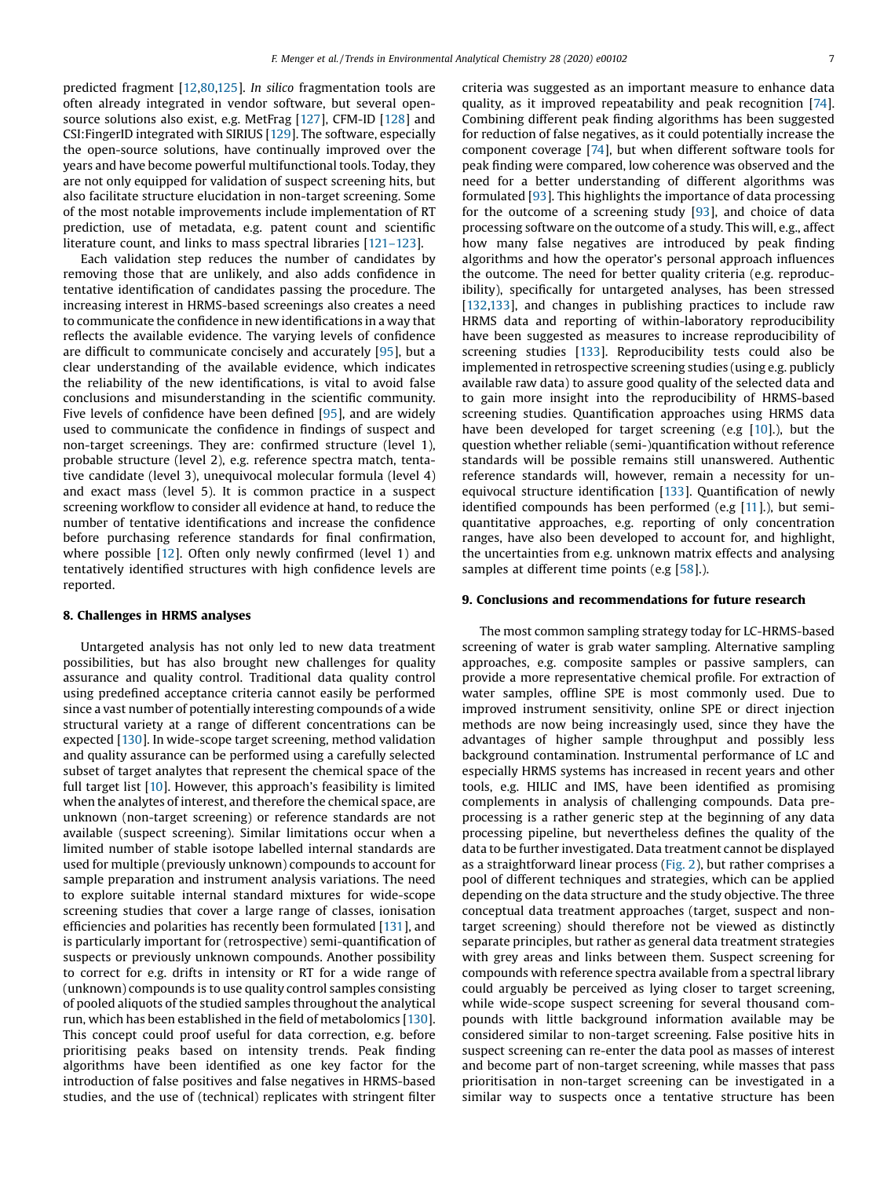predicted fragment [12,80,125]. *In silico* fragmentation tools are often already integrated in vendor software, but several open-source solutions also exist, e.g. MetFrag [127], CFM-ID [128] and CSI:FingerID integrated with SIRIUS [129]. The software, especially the open-source solutions, have continually improved over the years and have become powerful multifunctional tools. Today, they are not only equipped for validation of suspect screening hits, but also facilitate structure elucidation in non-target screening. Some of the most notable improvements include implementation of RT prediction, use of metadata, e.g. patent count and scientific literature count, and links to mass spectral libraries [121–123].

Each validation step reduces the number of candidates by removing those that are unlikely, and also adds confidence in tentative identification of candidates passing the procedure. The increasing interest in HRMS-based screenings also creates a need to communicate the confidence in new identifications in a way that reflects the available evidence. The varying levels of confidence are difficult to communicate concisely and accurately [95], but a clear understanding of the available evidence, which indicates the reliability of the new identifications, is vital to avoid false conclusions and misunderstanding in the scientific community. Five levels of confidence have been defined [95], and are widely used to communicate the confidence in findings of suspect and non-target screenings. They are: confirmed structure (level 1), probable structure (level 2), e.g. reference spectra match, tentative candidate (level 3), unequivocal molecular formula (level 4) and exact mass (level 5). It is common practice in a suspect screening workflow to consider all evidence at hand, to reduce the number of tentative identifications and increase the confidence before purchasing reference standards for final confirmation, where possible [12]. Often only newly confirmed (level 1) and tentatively identified structures with high confidence levels are reported.

## 8. Challenges in HRMS analyses

Untargeted analysis has not only led to new data treatment possibilities, but has also brought new challenges for quality assurance and quality control. Traditional data quality control using predefined acceptance criteria cannot easily be performed since a vast number of potentially interesting compounds of a wide structural variety at a range of different concentrations can be expected [130]. In wide-scope target screening, method validation and quality assurance can be performed using a carefully selected subset of target analytes that represent the chemical space of the full target list [10]. However, this approach's feasibility is limited when the analytes of interest, and therefore the chemical space, are unknown (non-target screening) or reference standards are not available (suspect screening). Similar limitations occur when a limited number of stable isotope labelled internal standards are used for multiple (previously unknown) compounds to account for sample preparation and instrument analysis variations. The need to explore suitable internal standard mixtures for wide-scope screening studies that cover a large range of classes, ionisation efficiencies and polarities has recently been formulated [131], and is particularly important for (retrospective) semi-quantification of suspects or previously unknown compounds. Another possibility to correct for e.g. drifts in intensity or RT for a wide range of (unknown) compounds is to use quality control samples consisting of pooled aliquots of the studied samples throughout the analytical run, which has been established in the field of metabolomics [130]. This concept could proof useful for data correction, e.g. before prioritising peaks based on intensity trends. Peak finding algorithms have been identified as one key factor for the introduction of false positives and false negatives in HRMS-based studies, and the use of (technical) replicates with stringent filter criteria was suggested as an important measure to enhance data quality, as it improved repeatability and peak recognition [74]. Combining different peak finding algorithms has been suggested for reduction of false negatives, as it could potentially increase the component coverage [74], but when different software tools for peak finding were compared, low coherence was observed and the need for a better understanding of different algorithms was formulated [93]. This highlights the importance of data processing for the outcome of a screening study [93], and choice of data processing software on the outcome of a study. This will, e.g., affect how many false negatives are introduced by peak finding algorithms and how the operator's personal approach influences the outcome. The need for better quality criteria (e.g. reproducibility), specifically for untargeted analyses, has been stressed [132,133], and changes in publishing practices to include raw HRMS data and reporting of within-laboratory reproducibility have been suggested as measures to increase reproducibility of screening studies [133]. Reproducibility tests could also be implemented in retrospective screening studies (using e.g. publicly available raw data) to assure good quality of the selected data and to gain more insight into the reproducibility of HRMS-based screening studies. Quantification approaches using HRMS data have been developed for target screening (e.g [10].), but the question whether reliable (semi-)quantification without reference standards will be possible remains still unanswered. Authentic reference standards will, however, remain a necessity for unequivocal structure identification [133]. Quantification of newly identified compounds has been performed (e.g [11].), but semi-quantitative approaches, e.g. reporting of only concentration ranges, have also been developed to account for, and highlight, the uncertainties from e.g. unknown matrix effects and analysing samples at different time points (e.g [58].).

## 9. Conclusions and recommendations for future research

The most common sampling strategy today for LC-HRMS-based screening of water is grab water sampling. Alternative sampling approaches, e.g. composite samples or passive samplers, can provide a more representative chemical profile. For extraction of water samples, offline SPE is most commonly used. Due to improved instrument sensitivity, online SPE or direct injection methods are now being increasingly used, since they have the advantages of higher sample throughput and possibly less background contamination. Instrumental performance of LC and especially HRMS systems has increased in recent years and other tools, e.g. HILIC and IMS, have been identified as promising complements in analysis of challenging compounds. Data pre-processing is a rather generic step at the beginning of any data processing pipeline, but nevertheless defines the quality of the data to be further investigated. Data treatment cannot be displayed as a straightforward linear process (Fig. 2), but rather comprises a pool of different techniques and strategies, which can be applied depending on the data structure and the study objective. The three conceptual data treatment approaches (target, suspect and non-target screening) should therefore not be viewed as distinctly separate principles, but rather as general data treatment strategies with grey areas and links between them. Suspect screening for compounds with reference spectra available from a spectral library could arguably be perceived as lying closer to target screening, while wide-scope suspect screening for several thousand compounds with little background information available may be considered similar to non-target screening. False positive hits in suspect screening can re-enter the data pool as masses of interest and become part of non-target screening, while masses that pass prioritisation in non-target screening can be investigated in a similar way to suspects once a tentative structure has been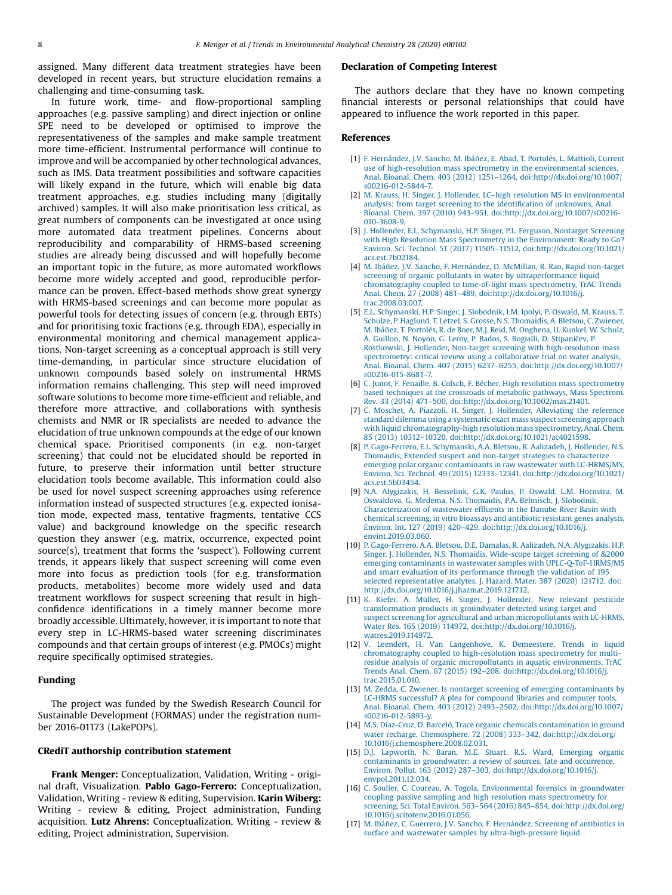assigned. Many different data treatment strategies have been developed in recent years, but structure elucidation remains a challenging and time-consuming task.

In future work, time- and flow-proportional sampling approaches (e.g. passive sampling) and direct injection or online SPE need to be developed or optimised to improve the representativeness of the samples and make sample treatment more time-efficient. Instrumental performance will continue to improve and will be accompanied by other technological advances, such as IMS. Data treatment possibilities and software capacities will likely expand in the future, which will enable big data treatment approaches, e.g. studies including many (digitally archived) samples. It will also make prioritisation less critical, as great numbers of components can be investigated at once using more automated data treatment pipelines. Concerns about reproducibility and comparability of HRMS-based screening studies are already being discussed and will hopefully become an important topic in the future, as more automated workflows become more widely accepted and good, reproducible performance can be proven. Effect-based methods show great synergy with HRMS-based screenings and can become more popular as powerful tools for detecting issues of concern (e.g. through EBTs) and for prioritising toxic fractions (e.g. through EDA), especially in environmental monitoring and chemical management applications. Non-target screening as a conceptual approach is still very time-demanding, in particular since structure elucidation of unknown compounds based solely on instrumental HRMS information remains challenging. This step will need improved software solutions to become more time-efficient and reliable, and therefore more attractive, and collaborations with synthesis chemists and NMR or IR specialists are needed to advance the elucidation of true unknown compounds at the edge of our known chemical space. Prioritised components (in e.g. non-target screening) that could not be elucidated should be reported in future, to preserve their information until better structure elucidation tools become available. This information could also be used for novel suspect screening approaches using reference information instead of suspected structures (e.g. expected ionisation mode, expected mass, tentative fragments, tentative CCS value) and background knowledge on the specific research question they answer (e.g. matrix, occurrence, expected point source(s), treatment that forms the 'suspect'). Following current trends, it appears likely that suspect screening will come even more into focus as prediction tools (for e.g. transformation products, metabolites) become more widely used and data treatment workflows for suspect screening that result in high-confidence identifications in a timely manner become more broadly accessible. Ultimately, however, it is important to note that every step in LC-HRMS-based water screening discriminates compounds and that certain groups of interest (e.g. PMOCs) might require specifically optimised strategies.

## Funding

The project was funded by the Swedish Research Council for Sustainable Development (FORMAS) under the registration number 2016-01173 (LakePOPs).

## CRediT authorship contribution statement

**Frank Menger:** Conceptualization, Validation, Writing - original draft, Visualization. **Pablo Gago-Ferrero:** Conceptualization, Validation, Writing - review & editing, Supervision. **Karin Wiberg:** Writing - review & editing, Project administration, Funding acquisition. **Lutz Ahrens:** Conceptualization, Writing - review & editing, Project administration, Supervision.

## Declaration of Competing Interest

The authors declare that they have no known competing financial interests or personal relationships that could have appeared to influence the work reported in this paper.

## References

[1] F. Hernández, J.V. Sancho, M. Ibáñez, E. Abad, T. Portolés, L. Mattioli, Current use of high-resolution mass spectrometry in the environmental sciences, Anal. Bioanal. Chem. 403 (2012) 1251–1264, doi:http://dx.doi.org/10.1007/s00216-012-5844-7.

[2] M. Krauss, H. Singer, J. Hollender, LC–high resolution MS in environmental analysis: from target screening to the identification of unknowns, Anal. Bioanal. Chem. 397 (2010) 943–951, doi:http://dx.doi.org/10.1007/s00216-010-3608-9.

[3] J. Hollender, E.L. Schymanski, H.P. Singer, P.L. Ferguson, Nontarget Screening with High Resolution Mass Spectrometry in the Environment: Ready to Go? Environ. Sci. Technol. 51 (2017) 11505–11512, doi:http://dx.doi.org/10.1021/acs.est.7b02184.

[4] M. Ibáñez, J.V. Sancho, F. Hernández, D. McMillan, R. Rao, Rapid non-target screening of organic pollutants in water by ultraperformance liquid chromatography coupled to time-of-light mass spectrometry, TrAC Trends Anal. Chem. 27 (2008) 481–489, doi:http://dx.doi.org/10.1016/j.trac.2008.03.007.

[5] E.L. Schymanski, H.P. Singer, J. Slobodnik, I.M. Ipolyi, P. Oswald, M. Krauss, T. Schulze, P. Haglund, T. Letzel, S. Grosse, N.S. Thomaidis, A. Bletsou, C. Zwiener, M. Ibáñez, T. Portolés, R. de Boer, M.J. Reid, M. Onghena, U. Kunkel, W. Schulz, A. Guillon, N. Noyon, G. Leroy, P. Bados, S. Bogialli, D. Stipaničev, P. Rostkowski, J. Hollender, Non-target screening with high-resolution mass spectrometry: critical review using a collaborative trial on water analysis, Anal. Bioanal. Chem. 407 (2015) 6237–6255, doi:http://dx.doi.org/10.1007/s00216-015-8681-7.

[6] C. Junot, F. Fenaille, B. Colsch, F. Bécher, High resolution mass spectrometry based techniques at the crossroads of metabolic pathways, Mass Spectrom. Rev. 33 (2014) 471–500, doi:http://dx.doi.org/10.1002/mas.21401.

[7] C. Moschet, A. Piazzoli, H. Singer, J. Hollender, Alleviating the reference standard dilemma using a systematic exact mass suspect screening approach with liquid chromatography-high resolution mass spectrometry, Anal. Chem. 85 (2013) 10312–10320, doi:http://dx.doi.org/10.1021/ac4021598.

[8] P. Gago-Ferrero, E.L. Schymanski, A.A. Bletsou, R. Aalizadeh, J. Hollender, N.S. Thomaidis, Extended suspect and non-target strategies to characterize emerging polar organic contaminants in raw wastewater with LC-HRMS/MS, Environ. Sci. Technol. 49 (2015) 12333–12341, doi:http://dx.doi.org/10.1021/acs.est.5b03454.

[9] N.A. Alygizakis, H. Besselink, G.K. Paulus, P. Oswald, L.M. Hornstra, M. Oswaldova, G. Medema, N.S. Thomaidis, P.A. Behnisch, J. Slobodnik, Characterization of wastewater effluents in the Danube River Basin with chemical screening, in vitro bioassays and antibiotic resistant genes analysis, Environ. Int. 127 (2019) 420–429, doi:http://dx.doi.org/10.1016/j.envint.2019.03.060.

[10] P. Gago-Ferrero, A.A. Bletsou, D.E. Damalas, R. Aalizadeh, N.A. Alygizakis, H.P. Singer, J. Hollender, N.S. Thomaidis, Wide-scope target screening of &2000 emerging contaminants in wastewater samples with UPLC-Q-ToF-HRMS/MS and smart evaluation of its performance through the validation of 195 selected representative analytes, J. Hazard. Mater. 387 (2020) 121712, doi:http://dx.doi.org/10.1016/j.jhazmat.2019.121712.

[11] K. Kiefer, A. Müller, H. Singer, J. Hollender, New relevant pesticide transformation products in groundwater detected using target and suspect screening for agricultural and urban micropollutants with LC-HRMS, Water Res. 165 (2019) 114972, doi:http://dx.doi.org/10.1016/j.watres.2019.114972.

[12] V. Leendert, H. Van Langenhove, K. Demeestere, Trends in liquid chromatography coupled to high-resolution mass spectrometry for multi-residue analysis of organic micropollutants in aquatic environments, TrAC Trends Anal. Chem. 67 (2015) 192–208, doi:http://dx.doi.org/10.1016/j.trac.2015.01.010.

[13] M. Zedda, C. Zwiener, Is nontarget screening of emerging contaminants by LC-HRMS successful? A plea for compound libraries and computer tools, Anal. Bioanal. Chem. 403 (2012) 2493–2502, doi:http://dx.doi.org/10.1007/s00216-012-5893-y.

[14] M.S. Díaz-Cruz, D. Barceló, Trace organic chemicals contamination in ground water recharge, Chemosphere. 72 (2008) 333–342, doi:http://dx.doi.org/10.1016/j.chemosphere.2008.02.031.

[15] D.J. Lapworth, N. Baran, M.E. Stuart, R.S. Ward, Emerging organic contaminants in groundwater: a review of sources, fate and occurrence, Environ. Pollut. 163 (2012) 287–303, doi:http://dx.doi.org/10.1016/j.envpol.2011.12.034.

[16] C. Soulier, C. Coureau, A. Togola, Environmental forensics in groundwater coupling passive sampling and high resolution mass spectrometry for screening, Sci. Total Environ. 563–564 (2016) 845–854, doi:http://dx.doi.org/10.1016/j.scitotenv.2016.01.056.

[17] M. Ibáñez, C. Guerrero, J.V. Sancho, F. Hernández, Screening of antibiotics in surface and wastewater samples by ultra-high-pressure liquid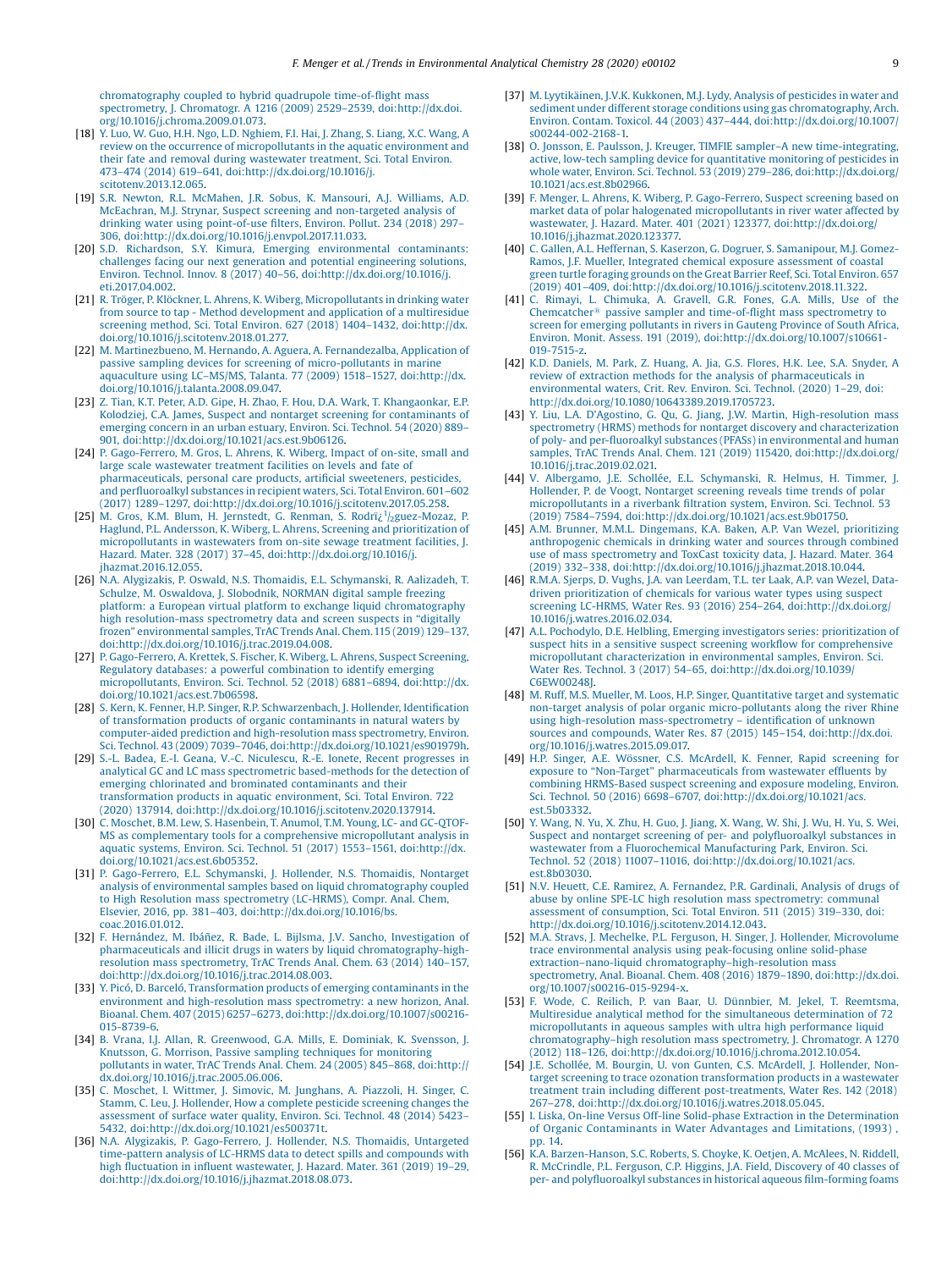chromatography coupled to hybrid quadrupole time-of-flight mass spectrometry, J. Chromatogr. A 1216 (2009) 2529–2539, doi:http://dx.doi.org/10.1016/j.chroma.2009.01.073.

[18] Y. Luo, W. Guo, H.H. Ngo, L.D. Nghiem, F.I. Hai, J. Zhang, S. Liang, X.C. Wang, A review on the occurrence of micropollutants in the aquatic environment and their fate and removal during wastewater treatment, Sci. Total Environ. 473–474 (2014) 619–641, doi:http://dx.doi.org/10.1016/j.scitotenv.2013.12.065.

[19] S.R. Newton, R.L. McMahen, J.R. Sobus, K. Mansouri, A.J. Williams, A.D. McEachran, M.J. Strynar, Suspect screening and non-targeted analysis of drinking water using point-of-use filters, Environ. Pollut. 234 (2018) 297–306, doi:http://dx.doi.org/10.1016/j.envpol.2017.11.033.

[20] S.D. Richardson, S.Y. Kimura, Emerging environmental contaminants: challenges facing our next generation and potential engineering solutions, Environ. Technol. Innov. 8 (2017) 40–56, doi:http://dx.doi.org/10.1016/j.eti.2017.04.002.

[21] R. Tröger, P. Klöckner, L. Ahrens, K. Wiberg, Micropollutants in drinking water from source to tap - Method development and application of a multiresidue screening method, Sci. Total Environ. 627 (2018) 1404–1432, doi:http://dx.doi.org/10.1016/j.scitotenv.2018.01.277.

[22] M. Martinezbueno, M. Hernando, A. Aguera, A. Fernandezalba, Application of passive sampling devices for screening of micro-pollutants in marine aquaculture using LC–MS/MS, Talanta. 77 (2009) 1518–1527, doi:http://dx.doi.org/10.1016/j.talanta.2008.09.047.

[23] Z. Tian, K.T. Peter, A.D. Gipe, H. Zhao, F. Hou, D.A. Wark, T. Khangaonkar, E.P. Kolodziej, C.A. James, Suspect and nontarget screening for contaminants of emerging concern in an urban estuary, Environ. Sci. Technol. 54 (2020) 889–901, doi:http://dx.doi.org/10.1021/acs.est.9b06126.

[24] P. Gago-Ferrero, M. Gros, L. Ahrens, K. Wiberg, Impact of on-site, small and large scale wastewater treatment facilities on levels and fate of pharmaceuticals, personal care products, artificial sweeteners, pesticides, and perfluoroalkyl substances in recipient waters, Sci. Total Environ. 601–602 (2017) 1289–1297, doi:http://dx.doi.org/10.1016/j.scitotenv.2017.05.258.

[25] M. Gros, K.M. Blum, H. Jernstedt, G. Renman, S. Rodrï¿½guez-Mozaz, P. Haglund, P.L. Andersson, K. Wiberg, L. Ahrens, Screening and prioritization of micropollutants in wastewaters from on-site sewage treatment facilities, J. Hazard. Mater. 328 (2017) 37–45, doi:http://dx.doi.org/10.1016/j.jhazmat.2016.12.055.

[26] N.A. Alygizakis, P. Oswald, N.S. Thomaidis, E.L. Schymanski, R. Aalizadeh, T. Schulze, M. Oswaldova, J. Slobodnik, NORMAN digital sample freezing platform: a European virtual platform to exchange liquid chromatography high resolution-mass spectrometry data and screen suspects in "digitally frozen" environmental samples, TrAC Trends Anal. Chem. 115 (2019) 129–137, doi:http://dx.doi.org/10.1016/j.trac.2019.04.008.

[27] P. Gago-Ferrero, A. Krettek, S. Fischer, K. Wiberg, L. Ahrens, Suspect Screening, Regulatory databases: a powerful combination to identify emerging micropollutants, Environ. Sci. Technol. 52 (2018) 6881–6894, doi:http://dx.doi.org/10.1021/acs.est.7b06598.

[28] S. Kern, K. Fenner, H.P. Singer, R.P. Schwarzenbach, J. Hollender, Identification of transformation products of organic contaminants in natural waters by computer-aided prediction and high-resolution mass spectrometry, Environ. Sci. Technol. 43 (2009) 7039–7046, doi:http://dx.doi.org/10.1021/es901979h.

[29] S.-L. Badea, E.-I. Geana, V.-C. Niculescu, R.-E. Ionete, Recent progresses in analytical GC and LC mass spectrometric based-methods for the detection of emerging chlorinated and brominated contaminants and their transformation products in aquatic environment, Sci. Total Environ. 722 (2020) 137914, doi:http://dx.doi.org/10.1016/j.scitotenv.2020.137914.

[30] C. Moschet, B.M. Lew, S. Hasenbein, T. Anumol, T.M. Young, LC- and GC-QTOF-MS as complementary tools for a comprehensive micropollutant analysis in aquatic systems, Environ. Sci. Technol. 51 (2017) 1553–1561, doi:http://dx.doi.org/10.1021/acs.est.6b05352.

[31] P. Gago-Ferrero, E.L. Schymanski, J. Hollender, N.S. Thomaidis, Nontarget analysis of environmental samples based on liquid chromatography coupled to High Resolution mass spectrometry (LC-HRMS), Compr. Anal. Chem, Elsevier, 2016, pp. 381–403, doi:http://dx.doi.org/10.1016/bs.coac.2016.01.012.

[32] F. Hernández, M. Ibáñez, R. Bade, L. Bijlsma, J.V. Sancho, Investigation of pharmaceuticals and illicit drugs in waters by liquid chromatography-high-resolution mass spectrometry, TrAC Trends Anal. Chem. 63 (2014) 140–157, doi:http://dx.doi.org/10.1016/j.trac.2014.08.003.

[33] Y. Picó, D. Barceló, Transformation products of emerging contaminants in the environment and high-resolution mass spectrometry: a new horizon, Anal. Bioanal. Chem. 407 (2015) 6257–6273, doi:http://dx.doi.org/10.1007/s00216-015-8739-6.

[34] B. Vrana, I.J. Allan, R. Greenwood, G.A. Mills, E. Dominiak, K. Svensson, J. Knutsson, G. Morrison, Passive sampling techniques for monitoring pollutants in water, TrAC Trends Anal. Chem. 24 (2005) 845–868, doi:http://dx.doi.org/10.1016/j.trac.2005.06.006.

[35] C. Moschet, I. Wittmer, J. Simovic, M. Junghans, A. Piazzoli, H. Singer, C. Stamm, C. Leu, J. Hollender, How a complete pesticide screening changes the assessment of surface water quality, Environ. Sci. Technol. 48 (2014) 5423–5432, doi:http://dx.doi.org/10.1021/es500371t.

[36] N.A. Alygizakis, P. Gago-Ferrero, J. Hollender, N.S. Thomaidis, Untargeted time-pattern analysis of LC-HRMS data to detect spills and compounds with high fluctuation in influent wastewater, J. Hazard. Mater. 361 (2019) 19–29, doi:http://dx.doi.org/10.1016/j.jhazmat.2018.08.073.

[37] M. Lyytikäinen, J.V.K. Kukkonen, M.J. Lydy, Analysis of pesticides in water and sediment under different storage conditions using gas chromatography, Arch. Environ. Contam. Toxicol. 44 (2003) 437–444, doi:http://dx.doi.org/10.1007/s00244-002-2168-1.

[38] O. Jonsson, E. Paulsson, J. Kreuger, TIMFIE sampler–A new time-integrating, active, low-tech sampling device for quantitative monitoring of pesticides in whole water, Environ. Sci. Technol. 53 (2019) 279–286, doi:http://dx.doi.org/10.1021/acs.est.8b02966.

[39] F. Menger, L. Ahrens, K. Wiberg, P. Gago-Ferrero, Suspect screening based on market data of polar halogenated micropollutants in river water affected by wastewater, J. Hazard. Mater. 401 (2021) 123377, doi:http://dx.doi.org/10.1016/j.jhazmat.2020.123377.

[40] C. Gallen, A.L. Heffernan, S. Kaserzon, G. Dogruer, S. Samanipour, M.J. Gomez-Ramos, J.F. Mueller, Integrated chemical exposure assessment of coastal green turtle foraging grounds on the Great Barrier Reef, Sci. Total Environ. 657 (2019) 401–409, doi:http://dx.doi.org/10.1016/j.scitotenv.2018.11.322.

[41] C. Rimayi, L. Chimuka, A. Gravell, G.R. Fones, G.A. Mills, Use of the Chemcatcher® passive sampler and time-of-flight mass spectrometry to screen for emerging pollutants in rivers in Gauteng Province of South Africa, Environ. Monit. Assess. 191 (2019), doi:http://dx.doi.org/10.1007/s10661-019-7515-z.

[42] K.D. Daniels, M. Park, Z. Huang, A. Jia, G.S. Flores, H.K. Lee, S.A. Snyder, A review of extraction methods for the analysis of pharmaceuticals in environmental waters, Crit. Rev. Environ. Sci. Technol. (2020) 1–29, doi:http://dx.doi.org/10.1080/10643389.2019.1705723.

[43] Y. Liu, L.A. D'Agostino, G. Qu, G. Jiang, J.W. Martin, High-resolution mass spectrometry (HRMS) methods for nontarget discovery and characterization of poly- and per-fluoroalkyl substances (PFASs) in environmental and human samples, TrAC Trends Anal. Chem. 121 (2019) 115420, doi:http://dx.doi.org/10.1016/j.trac.2019.02.021.

[44] V. Albergamo, J.E. Schollée, E.L. Schymanski, R. Helmus, H. Timmer, J. Hollender, P. de Voogt, Nontarget screening reveals time trends of polar micropollutants in a riverbank filtration system, Environ. Sci. Technol. 53 (2019) 7584–7594, doi:http://dx.doi.org/10.1021/acs.est.9b01750.

[45] A.M. Brunner, M.M.L. Dingemans, K.A. Baken, A.P. Van Wezel, prioritizing anthropogenic chemicals in drinking water and sources through combined use of mass spectrometry and ToxCast toxicity data, J. Hazard. Mater. 364 (2019) 332–338, doi:http://dx.doi.org/10.1016/j.jhazmat.2018.10.044.

[46] R.M.A. Sjerps, D. Vughs, J.A. van Leerdam, T.L. ter Laak, A.P. van Wezel, Data-driven prioritization of chemicals for various water types using suspect screening LC-HRMS, Water Res. 93 (2016) 254–264, doi:http://dx.doi.org/10.1016/j.watres.2016.02.034.

[47] A.L. Pochodylo, D.E. Helbling, Emerging investigators series: prioritization of suspect hits in a sensitive suspect screening workflow for comprehensive micropollutant characterization in environmental samples, Environ. Sci. Water Res. Technol. 3 (2017) 54–65, doi:http://dx.doi.org/10.1039/C6EW00248J.

[48] M. Ruff, M.S. Mueller, M. Loos, H.P. Singer, Quantitative target and systematic non-target analysis of polar organic micro-pollutants along the river Rhine using high-resolution mass-spectrometry – identification of unknown sources and compounds, Water Res. 87 (2015) 145–154, doi:http://dx.doi.org/10.1016/j.watres.2015.09.017.

[49] H.P. Singer, A.E. Wössner, C.S. McArdell, K. Fenner, Rapid screening for exposure to "Non-Target" pharmaceuticals from wastewater effluents by combining HRMS-Based suspect screening and exposure modeling, Environ. Sci. Technol. 50 (2016) 6698–6707, doi:http://dx.doi.org/10.1021/acs.est.5b03332.

[50] Y. Wang, N. Yu, X. Zhu, H. Guo, J. Jiang, X. Wang, W. Shi, J. Wu, H. Yu, S. Wei, Suspect and nontarget screening of per- and polyfluoroalkyl substances in wastewater from a Fluorochemical Manufacturing Park, Environ. Sci. Technol. 52 (2018) 11007–11016, doi:http://dx.doi.org/10.1021/acs.est.8b03030.

[51] N.V. Heuett, C.E. Ramirez, A. Fernandez, P.R. Gardinali, Analysis of drugs of abuse by online SPE-LC high resolution mass spectrometry: communal assessment of consumption, Sci. Total Environ. 511 (2015) 319–330, doi:http://dx.doi.org/10.1016/j.scitotenv.2014.12.043.

[52] M.A. Stravs, J. Mechelke, P.L. Ferguson, H. Singer, J. Hollender, Microvolume trace environmental analysis using peak-focusing online solid-phase extraction–nano-liquid chromatography–high-resolution mass spectrometry, Anal. Bioanal. Chem. 408 (2016) 1879–1890, doi:http://dx.doi.org/10.1007/s00216-015-9294-x.

[53] F. Wode, C. Reilich, P. van Baar, U. Dünnbier, M. Jekel, T. Reemtsma, Multiresidue analytical method for the simultaneous determination of 72 micropollutants in aqueous samples with ultra high performance liquid chromatography–high resolution mass spectrometry, J. Chromatogr. A 1270 (2012) 118–126, doi:http://dx.doi.org/10.1016/j.chroma.2012.10.054.

[54] J.E. Schollée, M. Bourgin, U. von Gunten, C.S. McArdell, J. Hollender, Non-target screening to trace ozonation transformation products in a wastewater treatment train including different post-treatments, Water Res. 142 (2018) 267–278, doi:http://dx.doi.org/10.1016/j.watres.2018.05.045.

[55] I. Liska, On-line Versus Off-line Solid-phase Extraction in the Determination of Organic Contaminants in Water Advantages and Limitations, (1993) , pp. 14.

[56] K.A. Barzen-Hanson, S.C. Roberts, S. Choyke, K. Oetjen, A. McAlees, N. Riddell, R. McCrindle, P.L. Ferguson, C.P. Higgins, J.A. Field, Discovery of 40 classes of per- and polyfluoroalkyl substances in historical aqueous film-forming foams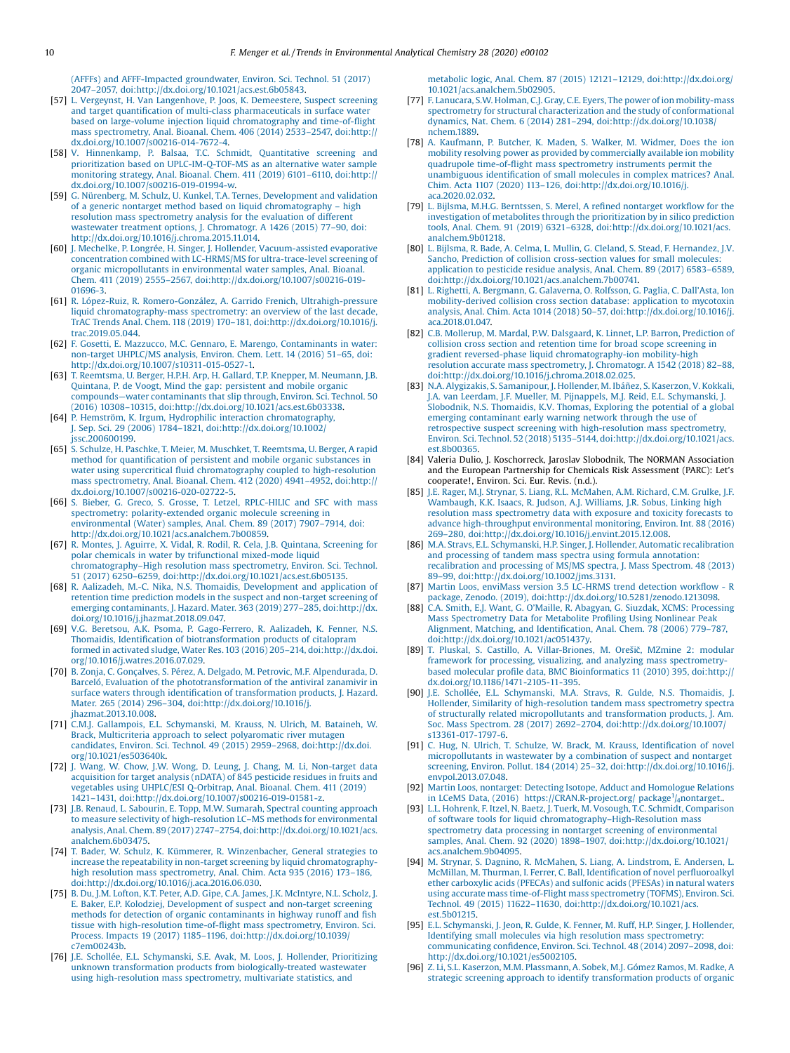(AFFFs) and AFFF-Impacted groundwater, Environ. Sci. Technol. 51 (2017) 2047–2057, doi:http://dx.doi.org/10.1021/acs.est.6b05843.

[57] L. Vergeynst, H. Van Langenhove, P. Joos, K. Demeestere, Suspect screening and target quantification of multi-class pharmaceuticals in surface water based on large-volume injection liquid chromatography and time-of-flight mass spectrometry, Anal. Bioanal. Chem. 406 (2014) 2533–2547, doi:http://dx.doi.org/10.1007/s00216-014-7672-4.

[58] V. Hinnenkamp, P. Balsaa, T.C. Schmidt, Quantitative screening and prioritization based on UPLC-IM-Q-TOF-MS as an alternative water sample monitoring strategy, Anal. Bioanal. Chem. 411 (2019) 6101–6110, doi:http://dx.doi.org/10.1007/s00216-019-01994-w.

[59] G. Nürenberg, M. Schulz, U. Kunkel, T.A. Ternes, Development and validation of a generic nontarget method based on liquid chromatography – high resolution mass spectrometry analysis for the evaluation of different wastewater treatment options, J. Chromatogr. A 1426 (2015) 77–90, doi:http://dx.doi.org/10.1016/j.chroma.2015.11.014.

[60] J. Mechelke, P. Longrée, H. Singer, J. Hollender, Vacuum-assisted evaporative concentration combined with LC-HRMS/MS for ultra-trace-level screening of organic micropollutants in environmental water samples, Anal. Bioanal. Chem. 411 (2019) 2555–2567, doi:http://dx.doi.org/10.1007/s00216-019-01696-3.

[61] R. López-Ruiz, R. Romero-González, A. Garrido Frenich, Ultrahigh-pressure liquid chromatography-mass spectrometry: an overview of the last decade, TrAC Trends Anal. Chem. 118 (2019) 170–181, doi:http://dx.doi.org/10.1016/j.trac.2019.05.044.

[62] F. Gosetti, E. Mazzucco, M.C. Gennaro, E. Marengo, Contaminants in water: non-target UHPLC/MS analysis, Environ. Chem. Lett. 14 (2016) 51–65, doi:http://dx.doi.org/10.1007/s10311-015-0527-1.

[63] T. Reemtsma, U. Berger, H.P.H. Arp, H. Gallard, T.P. Knepper, M. Neumann, J.B. Quintana, P. de Voogt, Mind the gap: persistent and mobile organic compounds—water contaminants that slip through, Environ. Sci. Technol. 50 (2016) 10308–10315, doi:http://dx.doi.org/10.1021/acs.est.6b03338.

[64] P. Hemström, K. Irgum, Hydrophilic interaction chromatography, J. Sep. Sci. 29 (2006) 1784–1821, doi:http://dx.doi.org/10.1002/jssc.200600199.

[65] S. Schulze, H. Paschke, T. Meier, M. Muschket, T. Reemtsma, U. Berger, A rapid method for quantification of persistent and mobile organic substances in water using supercritical fluid chromatography coupled to high-resolution mass spectrometry, Anal. Bioanal. Chem. 412 (2020) 4941–4952, doi:http://dx.doi.org/10.1007/s00216-020-02722-5.

[66] S. Bieber, G. Greco, S. Grosse, T. Letzel, RPLC-HILIC and SFC with mass spectrometry: polarity-extended organic molecule screening in environmental (Water) samples, Anal. Chem. 89 (2017) 7907–7914, doi:http://dx.doi.org/10.1021/acs.analchem.7b00859.

[67] R. Montes, J. Aguirre, X. Vidal, R. Rodil, R. Cela, J.B. Quintana, Screening for polar chemicals in water by trifunctional mixed-mode liquid chromatography–High resolution mass spectrometry, Environ. Sci. Technol. 51 (2017) 6250–6259, doi:http://dx.doi.org/10.1021/acs.est.6b05135.

[68] R. Aalizadeh, M.-C. Nika, N.S. Thomaidis, Development and application of retention time prediction models in the suspect and non-target screening of emerging contaminants, J. Hazard. Mater. 363 (2019) 277–285, doi:http://dx.doi.org/10.1016/j.jhazmat.2018.09.047.

[69] V.G. Beretsou, A.K. Psoma, P. Gago-Ferrero, R. Aalizadeh, K. Fenner, N.S. Thomaidis, Identification of biotransformation products of citalopram formed in activated sludge, Water Res. 103 (2016) 205–214, doi:http://dx.doi.org/10.1016/j.watres.2016.07.029.

[70] B. Zonja, C. Gonçalves, S. Pérez, A. Delgado, M. Petrovic, M.F. Alpendurada, D. Barceló, Evaluation of the phototransformation of the antiviral zanamivir in surface waters through identification of transformation products, J. Hazard. Mater. 265 (2014) 296–304, doi:http://dx.doi.org/10.1016/j.jhazmat.2013.10.008.

[71] C.M.J. Gallampois, E.L. Schymanski, M. Krauss, N. Ulrich, M. Bataineh, W. Brack, Multicriteria approach to select polyaromatic river mutagen candidates, Environ. Sci. Technol. 49 (2015) 2959–2968, doi:http://dx.doi.org/10.1021/es503640k.

[72] J. Wang, W. Chow, J.W. Wong, D. Leung, J. Chang, M. Li, Non-target data acquisition for target analysis (nDATA) of 845 pesticide residues in fruits and vegetables using UHPLC/ESI Q-Orbitrap, Anal. Bioanal. Chem. 411 (2019) 1421–1431, doi:http://dx.doi.org/10.1007/s00216-019-01581-z.

[73] J.B. Renaud, L. Sabourin, E. Topp, M.W. Sumarah, Spectral counting approach to measure selectivity of high-resolution LC–MS methods for environmental analysis, Anal. Chem. 89 (2017) 2747–2754, doi:http://dx.doi.org/10.1021/acs.analchem.6b03475.

[74] T. Bader, W. Schulz, K. Kümmerer, R. Winzenbacher, General strategies to increase the repeatability in non-target screening by liquid chromatography-high resolution mass spectrometry, Anal. Chim. Acta 935 (2016) 173–186, doi:http://dx.doi.org/10.1016/j.aca.2016.06.030.

[75] B. Du, J.M. Lofton, K.T. Peter, A.D. Gipe, C.A. James, J.K. McIntyre, N.L. Scholz, J.E. Baker, E.P. Kolodziej, Development of suspect and non-target screening methods for detection of organic contaminants in highway runoff and fish tissue with high-resolution time-of-flight mass spectrometry, Environ. Sci. Process. Impacts 19 (2017) 1185–1196, doi:http://dx.doi.org/10.1039/c7em00243b.

[76] J.E. Schollée, E.L. Schymanski, S.E. Avak, M. Loos, J. Hollender, Prioritizing unknown transformation products from biologically-treated wastewater using high-resolution mass spectrometry, multivariate statistics, and metabolic logic, Anal. Chem. 87 (2015) 12121–12129, doi:http://dx.doi.org/10.1021/acs.analchem.5b02905.

[77] F. Lanucara, S.W. Holman, C.J. Gray, C.E. Eyers, The power of ion mobility-mass spectrometry for structural characterization and the study of conformational dynamics, Nat. Chem. 6 (2014) 281–294, doi:http://dx.doi.org/10.1038/nchem.1889.

[78] A. Kaufmann, P. Butcher, K. Maden, S. Walker, M. Widmer, Does the ion mobility resolving power as provided by commercially available ion mobility quadrupole time-of-flight mass spectrometry instruments permit the unambiguous identification of small molecules in complex matrices? Anal. Chim. Acta 1107 (2020) 113–126, doi:http://dx.doi.org/10.1016/j.aca.2020.02.032.

[79] L. Bijlsma, M.H.G. Berntssen, S. Merel, A refined nontarget workflow for the investigation of metabolites through the prioritization by in silico prediction tools, Anal. Chem. 91 (2019) 6321–6328, doi:http://dx.doi.org/10.1021/acs.analchem.9b01218.

[80] L. Bijlsma, R. Bade, A. Celma, L. Mullin, G. Cleland, S. Stead, F. Hernandez, J.V. Sancho, Prediction of collision cross-section values for small molecules: application to pesticide residue analysis, Anal. Chem. 89 (2017) 6583–6589, doi:http://dx.doi.org/10.1021/acs.analchem.7b00741.

[81] L. Righetti, A. Bergmann, G. Galaverna, O. Rolfsson, G. Paglia, C. Dall'Asta, Ion mobility-derived collision cross section database: application to mycotoxin analysis, Anal. Chim. Acta 1014 (2018) 50–57, doi:http://dx.doi.org/10.1016/j.aca.2018.01.047.

[82] C.B. Mollerup, M. Mardal, P.W. Dalsgaard, K. Linnet, L.P. Barron, Prediction of collision cross section and retention time for broad scope screening in gradient reversed-phase liquid chromatography-ion mobility-high resolution accurate mass spectrometry, J. Chromatogr. A 1542 (2018) 82–88, doi:http://dx.doi.org/10.1016/j.chroma.2018.02.025.

[83] N.A. Alygizakis, S. Samanipour, J. Hollender, M. Ibáñez, S. Kaserzon, V. Kokkali, J.A. van Leerdam, J.F. Mueller, M. Pijnappels, M.J. Reid, E.L. Schymanski, J. Slobodnik, N.S. Thomaidis, K.V. Thomas, Exploring the potential of a global emerging contaminant early warning network through the use of retrospective suspect screening with high-resolution mass spectrometry, Environ. Sci. Technol. 52 (2018) 5135–5144, doi:http://dx.doi.org/10.1021/acs.est.8b00365.

[84] Valeria Dulio, J. Koschorreck, Jaroslav Slobodnik, The NORMAN Association and the European Partnership for Chemicals Risk Assessment (PARC): Let's cooperate!, Environ. Sci. Eur. Revis. (n.d.).

[85] J.E. Rager, M.J. Strynar, S. Liang, R.L. McMahen, A.M. Richard, C.M. Grulke, J.F. Wambaugh, K.K. Isaacs, R. Judson, A.J. Williams, J.R. Sobus, Linking high resolution mass spectrometry data with exposure and toxicity forecasts to advance high-throughput environmental monitoring, Environ. Int. 88 (2016) 269–280, doi:http://dx.doi.org/10.1016/j.envint.2015.12.008.

[86] M.A. Stravs, E.L. Schymanski, H.P. Singer, J. Hollender, Automatic recalibration and processing of tandem mass spectra using formula annotation: recalibration and processing of MS/MS spectra, J. Mass Spectrom. 48 (2013) 89–99, doi:http://dx.doi.org/10.1002/jms.3131.

[87] Martin Loos, enviMass version 3.5 LC-HRMS trend detection workflow - R package, Zenodo. (2019), doi:http://dx.doi.org/10.5281/zenodo.1213098.

[88] C.A. Smith, E.J. Want, G. O'Maille, R. Abagyan, G. Siuzdak, XCMS: Processing Mass Spectrometry Data for Metabolite Profiling Using Nonlinear Peak Alignment, Matching, and Identification, Anal. Chem. 78 (2006) 779–787, doi:http://dx.doi.org/10.1021/ac051437y.

[89] T. Pluskal, S. Castillo, A. Villar-Briones, M. Orešič, MZmine 2: modular framework for processing, visualizing, and analyzing mass spectrometry-based molecular profile data, BMC Bioinformatics 11 (2010) 395, doi:http://dx.doi.org/10.1186/1471-2105-11-395.

[90] J.E. Schollée, E.L. Schymanski, M.A. Stravs, R. Gulde, N.S. Thomaidis, J. Hollender, Similarity of high-resolution tandem mass spectrometry spectra of structurally related micropollutants and transformation products, J. Am. Soc. Mass Spectrom. 28 (2017) 2692–2704, doi:http://dx.doi.org/10.1007/s13361-017-1797-6.

[91] C. Hug, N. Ulrich, T. Schulze, W. Brack, M. Krauss, Identification of novel micropollutants in wastewater by a combination of suspect and nontarget screening, Environ. Pollut. 184 (2014) 25–32, doi:http://dx.doi.org/10.1016/j.envpol.2013.07.048.

[92] Martin Loos, nontarget: Detecting Isotope, Adduct and Homologue Relations in LCeMS Data, (2016) https://CRAN.R-project.org/ package¼nontarget..

[93] L.L. Hohrenk, F. Itzel, N. Baetz, J. Tuerk, M. Vosough, T.C. Schmidt, Comparison of software tools for liquid chromatography–High-Resolution mass spectrometry data processing in nontarget screening of environmental samples, Anal. Chem. 92 (2020) 1898–1907, doi:http://dx.doi.org/10.1021/acs.analchem.9b04095.

[94] M. Strynar, S. Dagnino, R. McMahen, S. Liang, A. Lindstrom, E. Andersen, L. McMillan, M. Thurman, I. Ferrer, C. Ball, Identification of novel perfluoroalkyl ether carboxylic acids (PFECAs) and sulfonic acids (PFESAs) in natural waters using accurate mass time-of-Flight mass spectrometry (TOFMS), Environ. Sci. Technol. 49 (2015) 11622–11630, doi:http://dx.doi.org/10.1021/acs.est.5b01215.

[95] E.L. Schymanski, J. Jeon, R. Gulde, K. Fenner, M. Ruff, H.P. Singer, J. Hollender, Identifying small molecules via high resolution mass spectrometry: communicating confidence, Environ. Sci. Technol. 48 (2014) 2097–2098, doi:http://dx.doi.org/10.1021/es5002105.

[96] Z. Li, S.L. Kaserzon, M.M. Plassmann, A. Sobek, M.J. Gómez Ramos, M. Radke, A strategic screening approach to identify transformation products of organic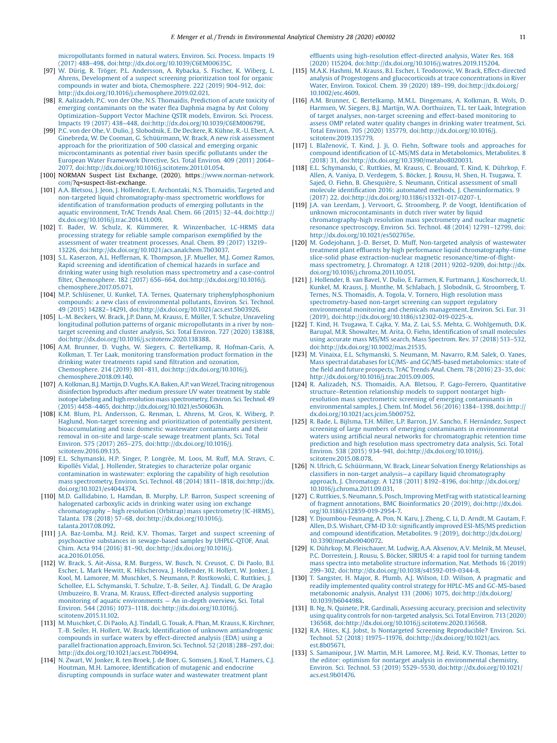micropollutants formed in natural waters, Environ. Sci. Process. Impacts 19 (2017) 488–498, doi:http://dx.doi.org/10.1039/C6EM00635C.

[97] W. Dürig, R. Tröger, P.L. Andersson, A. Rybacka, S. Fischer, K. Wiberg, L. Ahrens, Development of a suspect screening prioritization tool for organic compounds in water and biota, Chemosphere. 222 (2019) 904–912, doi: http://dx.doi.org/10.1016/j.chemosphere.2019.02.021.

[98] R. Aalizadeh, P.C. von der Ohe, N.S. Thomaidis, Prediction of acute toxicity of emerging contaminants on the water flea Daphnia magna by Ant Colony Optimization–Support Vector Machine QSTR models, Environ. Sci. Process. Impacts 19 (2017) 438–448, doi:http://dx.doi.org/10.1039/C6EM00679E.

[99] P.C. von der Ohe, V. Dulio, J. Slobodnik, E. De Deckere, R. Kühne, R.-U. Ebert, A. Ginebreda, W. De Cooman, G. Schüürmann, W. Brack, A new risk assessment approach for the prioritization of 500 classical and emerging organic microcontaminants as potential river basin specific pollutants under the European Water Framework Directive, Sci. Total Environ. 409 (2011) 2064–2077, doi:http://dx.doi.org/10.1016/j.scitotenv.2011.01.054.

[100] NORMAN Suspect List Exchange, (2020). https://www.norman-network.com/?q=suspect-list-exchange.

[101] A.A. Bletsou, J. Jeon, J. Hollender, E. Archontaki, N.S. Thomaidis, Targeted and non-targeted liquid chromatography-mass spectrometric workflows for identification of transformation products of emerging pollutants in the aquatic environment, TrAC Trends Anal. Chem. 66 (2015) 32–44, doi:http://dx.doi.org/10.1016/j.trac.2014.11.009.

[102] T. Bader, W. Schulz, K. Kümmerer, R. Winzenbacher, LC-HRMS data processing strategy for reliable sample comparison exemplified by the assessment of water treatment processes, Anal. Chem. 89 (2017) 13219–13226, doi:http://dx.doi.org/10.1021/acs.analchem.7b03037.

[103] S.L. Kaserzon, A.L. Heffernan, K. Thompson, J.F. Mueller, M.J. Gomez Ramos, Rapid screening and identification of chemical hazards in surface and drinking water using high resolution mass spectrometry and a case-control filter, Chemosphere. 182 (2017) 656–664, doi:http://dx.doi.org/10.1016/j.chemosphere.2017.05.071.

[104] M.P. Schlüsener, U. Kunkel, T.A. Ternes, Quaternary triphenylphosphonium compounds: a new class of environmental pollutants, Environ. Sci. Technol. 49 (2015) 14282–14291, doi:http://dx.doi.org/10.1021/acs.est.5b03926.

[105] L.-M. Beckers, W. Brack, J.P. Dann, M. Krauss, E. Müller, T. Schulze, Unraveling longitudinal pollution patterns of organic micropollutants in a river by non-target screening and cluster analysis, Sci. Total Environ. 727 (2020) 138388, doi:http://dx.doi.org/10.1016/j.scitotenv.2020.138388.

[106] A.M. Brunner, D. Vughs, W. Siegers, C. Bertelkamp, R. Hofman-Caris, A. Kolkman, T. Ter Laak, monitoring transformation product formation in the drinking water treatments rapid sand filtration and ozonation, Chemosphere. 214 (2019) 801–811, doi:http://dx.doi.org/10.1016/j.chemosphere.2018.09.140.

[107] A. Kolkman, B.J. Martijn, D. Vughs, K.A. Baken, A.P. van Wezel, Tracing nitrogenous disinfection byproducts after medium pressure UV water treatment by stable isotope labeling and high resolution mass spectrometry, Environ. Sci. Technol. 49 (2015) 4458–4465, doi:http://dx.doi.org/10.1021/es506063h.

[108] K.M. Blum, P.L. Andersson, G. Renman, L. Ahrens, M. Gros, K. Wiberg, P. Haglund, Non-target screening and prioritization of potentially persistent, bioaccumulating and toxic domestic wastewater contaminants and their removal in on-site and large-scale sewage treatment plants, Sci. Total Environ. 575 (2017) 265–275, doi:http://dx.doi.org/10.1016/j.scitotenv.2016.09.135.

[109] E.L. Schymanski, H.P. Singer, P. Longrée, M. Loos, M. Ruff, M.A. Stravs, C. Ripollés Vidal, J. Hollender, Strategies to characterize polar organic contamination in wastewater: exploring the capability of high resolution mass spectrometry, Environ. Sci. Technol. 48 (2014) 1811–1818, doi:http://dx.doi.org/10.1021/es4044374.

[110] M.D. Gallidabino, L. Hamdan, B. Murphy, L.P. Barron, Suspect screening of halogenated carboxylic acids in drinking water using ion exchange chromatography – high resolution (Orbitrap) mass spectrometry (IC-HRMS), Talanta. 178 (2018) 57–68, doi:http://dx.doi.org/10.1016/j.talanta.2017.08.092.

[111] J.A. Baz-Lomba, M.J. Reid, K.V. Thomas, Target and suspect screening of psychoactive substances in sewage-based samples by UHPLC-QTOF, Anal. Chim. Acta 914 (2016) 81–90, doi:http://dx.doi.org/10.1016/j.aca.2016.01.056.

[112] W. Brack, S. Ait-Aissa, R.M. Burgess, W. Busch, N. Creusot, C. Di Paolo, B.I. Escher, L. Mark Hewitt, K. Hilscherova, J. Hollender, H. Hollert, W. Jonker, J. Kool, M. Lamoree, M. Muschket, S. Neumann, P. Rostkowski, C. Ruttkies, J. Schollee, E.L. Schymanski, T. Schulze, T.-B. Seiler, A.J. Tindall, G. De Aragão Umbuzeiro, B. Vrana, M. Krauss, Effect-directed analysis supporting monitoring of aquatic environments — An in-depth overview, Sci. Total Environ. 544 (2016) 1073–1118, doi:http://dx.doi.org/10.1016/j.scitotenv.2015.11.102.

[113] M. Muschket, C. Di Paolo, A.J. Tindall, G. Touak, A. Phan, M. Krauss, K. Kirchner, T.-B. Seiler, H. Hollert, W. Brack, Identification of unknown antiandrogenic compounds in surface waters by effect-directed analysis (EDA) using a parallel fractionation approach, Environ. Sci. Technol. 52 (2018) 288–297, doi: http://dx.doi.org/10.1021/acs.est.7b04994.

[114] N. Zwart, W. Jonker, R. ten Broek, J. de Boer, G. Somsen, J. Kool, T. Hamers, C.J. Houtman, M.H. Lamoree, Identification of mutagenic and endocrine disrupting compounds in surface water and wastewater treatment plant effluents using high-resolution effect-directed analysis, Water Res. 168 (2020) 115204, doi:http://dx.doi.org/10.1016/j.watres.2019.115204.

[115] M.A.K. Hashmi, M. Krauss, B.I. Escher, I. Teodorovic, W. Brack, Effect-directed analysis of Progestogens and glucocorticoids at trace concentrations in River Water, Environ. Toxicol. Chem. 39 (2020) 189–199, doi:http://dx.doi.org/10.1002/etc.4609.

[116] A.M. Brunner, C. Bertelkamp, M.M.L. Dingemans, A. Kolkman, B. Wols, D. Harmsen, W. Siegers, B.J. Martijn, W.A. Oorthuizen, T.L. ter Laak, Integration of target analyses, non-target screening and effect-based monitoring to assess OMP related water quality changes in drinking water treatment, Sci. Total Environ. 705 (2020) 135779, doi:http://dx.doi.org/10.1016/j.scitotenv.2019.135779.

[117] I. Blaženović, T. Kind, J. Ji, O. Fiehn, Software tools and approaches for compound identification of LC-MS/MS data in Metabolomics, Metabolites. 8 (2018) 31, doi:http://dx.doi.org/10.3390/metabo8020031.

[118] E.L. Schymanski, C. Ruttkies, M. Krauss, C. Brouard, T. Kind, K. Dührkop, F. Allen, A. Vaniya, D. Verdegem, S. Böcker, J. Rousu, H. Shen, H. Tsugawa, T. Sajed, O. Fiehn, B. Ghesquière, S. Neumann, Critical assessment of small molecule identification 2016: automated methods, J. Cheminformatics. 9 (2017) 22, doi:http://dx.doi.org/10.1186/s13321-017-0207-1.

[119] J.A. van Leerdam, J. Vervoort, G. Stroomberg, P. de Voogt, Identification of unknown microcontaminants in dutch river water by liquid chromatography-high resolution mass spectrometry and nuclear magnetic resonance spectroscopy, Environ. Sci. Technol. 48 (2014) 12791–12799, doi: http://dx.doi.org/10.1021/es502765e.

[120] M. Godejohann, J.-D. Berset, D. Muff, Non-targeted analysis of wastewater treatment plant effluents by high performance liquid chromatography–time slice-solid phase extraction-nuclear magnetic resonance/time-of-flight-mass spectrometry, J. Chromatogr. A 1218 (2011) 9202–9209, doi:http://dx.doi.org/10.1016/j.chroma.2011.10.051.

[121] J. Hollender, B. van Bavel, V. Dulio, E. Farmen, K. Furtmann, J. Koschorreck, U. Kunkel, M. Krauss, J. Munthe, M. Schlabach, J. Slobodnik, G. Stroomberg, T. Ternes, N.S. Thomaidis, A. Togola, V. Tornero, High resolution mass spectrometry-based non-target screening can support regulatory environmental monitoring and chemicals management, Environ. Sci. Eur. 31 (2019), doi:http://dx.doi.org/10.1186/s12302-019-0225-x.

[122] T. Kind, H. Tsugawa, T. Cajka, Y. Ma, Z. Lai, S.S. Mehta, G. Wohlgemuth, D.K. Barupal, M.R. Showalter, M. Arita, O. Fiehn, Identification of small molecules using accurate mass MS/MS search, Mass Spectrom. Rev. 37 (2018) 513–532, doi:http://dx.doi.org/10.1002/mas.21535.

[123] M. Vinaixa, E.L. Schymanski, S. Neumann, M. Navarro, R.M. Salek, O. Yanes, Mass spectral databases for LC/MS- and GC/MS-based metabolomics: state of the field and future prospects, TrAC Trends Anal. Chem. 78 (2016) 23–35, doi: http://dx.doi.org/10.1016/j.trac.2015.09.005.

[124] R. Aalizadeh, N.S. Thomaidis, A.A. Bletsou, P. Gago-Ferrero, Quantitative structure–Retention relationship models to support nontarget high-resolution mass spectrometric screening of emerging contaminants in environmental samples, J. Chem. Inf. Model. 56 (2016) 1384–1398, doi:http://dx.doi.org/10.1021/acs.jcim.5b00752.

[125] R. Bade, L. Bijlsma, T.H. Miller, L.P. Barron, J.V. Sancho, F. Hernández, Suspect screening of large numbers of emerging contaminants in environmental waters using artificial neural networks for chromatographic retention time prediction and high resolution mass spectrometry data analysis, Sci. Total Environ. 538 (2015) 934–941, doi:http://dx.doi.org/10.1016/j.scitotenv.2015.08.078.

[126] N. Ulrich, G. Schüürmann, W. Brack, Linear Solvation Energy Relationships as classifiers in non-target analysis—a capillary liquid chromatography approach, J. Chromatogr. A 1218 (2011) 8192–8196, doi:http://dx.doi.org/10.1016/j.chroma.2011.09.031.

[127] C. Ruttkies, S. Neumann, S. Posch, Improving MetFrag with statistical learning of fragment annotations, BMC Bioinformatics 20 (2019), doi:http://dx.doi.org/10.1186/s12859-019-2954-7.

[128] Y. Djoumbou-Feunang, A. Pon, N. Karu, J. Zheng, C. Li, D. Arndt, M. Gautam, F. Allen, D.S. Wishart, CFM-ID 3.0: significantly improved ESI-MS/MS prediction and compound identification, Metabolites. 9 (2019), doi:http://dx.doi.org/10.3390/metabo9040072.

[129] K. Dührkop, M. Fleischauer, M. Ludwig, A.A. Aksenov, A.V. Melnik, M. Meusel, P.C. Dorrestein, J. Rousu, S. Böcker, SIRIUS 4: a rapid tool for turning tandem mass spectra into metabolite structure information, Nat. Methods 16 (2019) 299–302, doi:http://dx.doi.org/10.1038/s41592-019-0344-8.

[130] T. Sangster, H. Major, R. Plumb, A.J. Wilson, I.D. Wilson, A pragmatic and readily implemented quality control strategy for HPLC-MS and GC-MS-based metabonomic analysis, Analyst 131 (2006) 1075, doi:http://dx.doi.org/10.1039/b604498k.

[131] B. Ng, N. Quinete, P.R. Gardinali, Assessing accuracy, precision and selectivity using quality controls for non-targeted analysis, Sci. Total Environ. 713 (2020) 136568, doi:http://dx.doi.org/10.1016/j.scitotenv.2020.136568.

[132] R.A. Hites, K.J. Jobst, Is Nontargeted Screening Reproducible? Environ. Sci. Technol. 52 (2018) 11975–11976, doi:http://dx.doi.org/10.1021/acs.est.8b05671.

[133] S. Samanipour, J.W. Martin, M.H. Lamoree, M.J. Reid, K.V. Thomas, Letter to the editor: optimism for nontarget analysis in environmental chemistry, Environ. Sci. Technol. 53 (2019) 5529–5530, doi:http://dx.doi.org/10.1021/acs.est.9b01476.